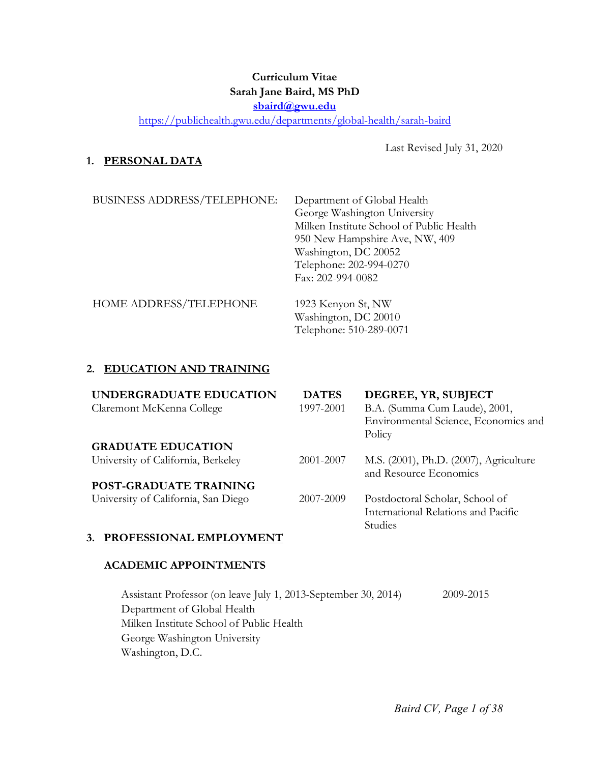**Curriculum Vitae**
**Sarah Jane Baird, MS PhD**
**sbaird@gwu.edu**
https://publichealth.gwu.edu/departments/global-health/sarah-baird

Last Revised July 31, 2020

## 1. PERSONAL DATA

| | |
|---|---|
| BUSINESS ADDRESS/TELEPHONE: | Department of Global Health<br>George Washington University<br>Milken Institute School of Public Health<br>950 New Hampshire Ave, NW, 409<br>Washington, DC 20052<br>Telephone: 202-994-0270<br>Fax: 202-994-0082 |
| HOME ADDRESS/TELEPHONE | 1923 Kenyon St, NW<br>Washington, DC 20010<br>Telephone: 510-289-0071 |

## 2. EDUCATION AND TRAINING

| **UNDERGRADUATE EDUCATION** | **DATES** | **DEGREE, YR, SUBJECT** |
|---|---|---|
| Claremont McKenna College | 1997-2001 | B.A. (Summa Cum Laude), 2001, Environmental Science, Economics and Policy |
| **GRADUATE EDUCATION** | | |
| University of California, Berkeley | 2001-2007 | M.S. (2001), Ph.D. (2007), Agriculture and Resource Economics |
| **POST-GRADUATE TRAINING** | | |
| University of California, San Diego | 2007-2009 | Postdoctoral Scholar, School of International Relations and Pacific Studies |

## 3. PROFESSIONAL EMPLOYMENT

### ACADEMIC APPOINTMENTS

Assistant Professor (on leave July 1, 2013-September 30, 2014) — 2009-2015
Department of Global Health
Milken Institute School of Public Health
George Washington University
Washington, D.C.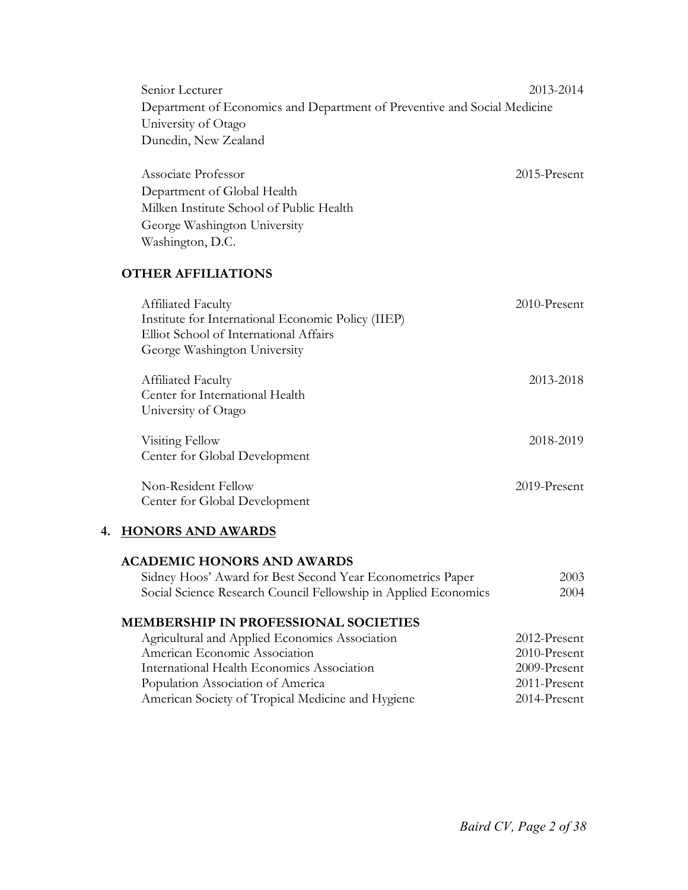Senior Lecturer 2013-2014
Department of Economics and Department of Preventive and Social Medicine
University of Otago
Dunedin, New Zealand

Associate Professor 2015-Present
Department of Global Health
Milken Institute School of Public Health
George Washington University
Washington, D.C.

### OTHER AFFILIATIONS

Affiliated Faculty 2010-Present
Institute for International Economic Policy (IIEP)
Elliot School of International Affairs
George Washington University

Affiliated Faculty 2013-2018
Center for International Health
University of Otago

Visiting Fellow 2018-2019
Center for Global Development

Non-Resident Fellow 2019-Present
Center for Global Development

## 4. HONORS AND AWARDS

### ACADEMIC HONORS AND AWARDS

Sidney Hoos' Award for Best Second Year Econometrics Paper 2003
Social Science Research Council Fellowship in Applied Economics 2004

### MEMBERSHIP IN PROFESSIONAL SOCIETIES

Agricultural and Applied Economics Association 2012-Present
American Economic Association 2010-Present
International Health Economics Association 2009-Present
Population Association of America 2011-Present
American Society of Tropical Medicine and Hygiene 2014-Present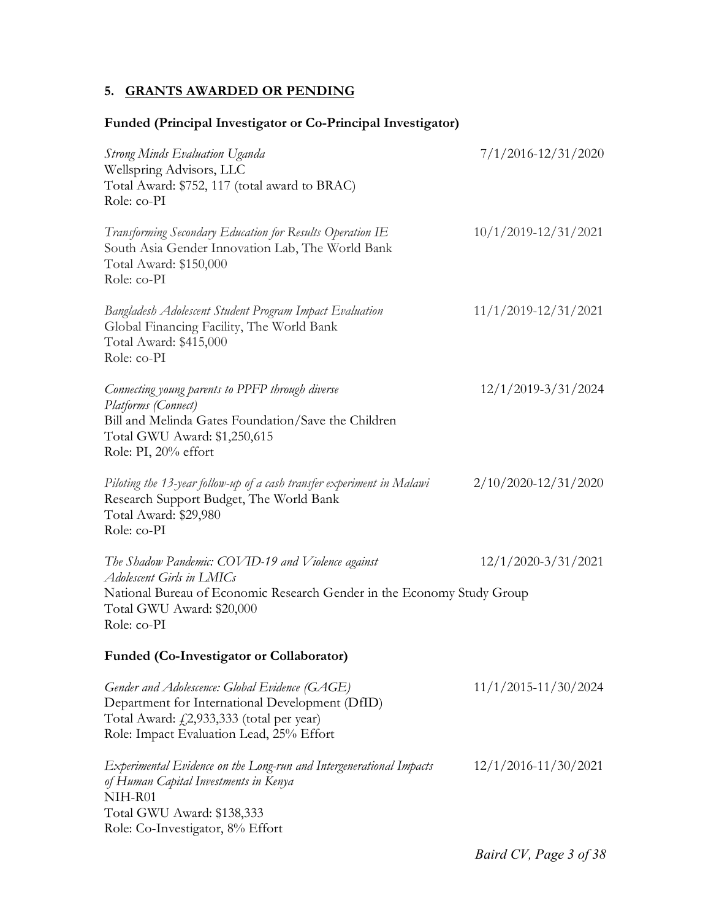## 5. GRANTS AWARDED OR PENDING

### Funded (Principal Investigator or Co-Principal Investigator)

*Strong Minds Evaluation Uganda* 7/1/2016-12/31/2020
Wellspring Advisors, LLC
Total Award: $752, 117 (total award to BRAC)
Role: co-PI

*Transforming Secondary Education for Results Operation IE* 10/1/2019-12/31/2021
South Asia Gender Innovation Lab, The World Bank
Total Award: $150,000
Role: co-PI

*Bangladesh Adolescent Student Program Impact Evaluation* 11/1/2019-12/31/2021
Global Financing Facility, The World Bank
Total Award: $415,000
Role: co-PI

*Connecting young parents to PPFP through diverse Platforms (Connect)* 12/1/2019-3/31/2024
Bill and Melinda Gates Foundation/Save the Children
Total GWU Award: $1,250,615
Role: PI, 20% effort

*Piloting the 13-year follow-up of a cash transfer experiment in Malawi* 2/10/2020-12/31/2020
Research Support Budget, The World Bank
Total Award: $29,980
Role: co-PI

*The Shadow Pandemic: COVID-19 and Violence against Adolescent Girls in LMICs* 12/1/2020-3/31/2021
National Bureau of Economic Research Gender in the Economy Study Group
Total GWU Award: $20,000
Role: co-PI

### Funded (Co-Investigator or Collaborator)

*Gender and Adolescence: Global Evidence (GAGE)* 11/1/2015-11/30/2024
Department for International Development (DfID)
Total Award: £2,933,333 (total per year)
Role: Impact Evaluation Lead, 25% Effort

*Experimental Evidence on the Long-run and Intergenerational Impacts of Human Capital Investments in Kenya* 12/1/2016-11/30/2021
NIH-R01
Total GWU Award: $138,333
Role: Co-Investigator, 8% Effort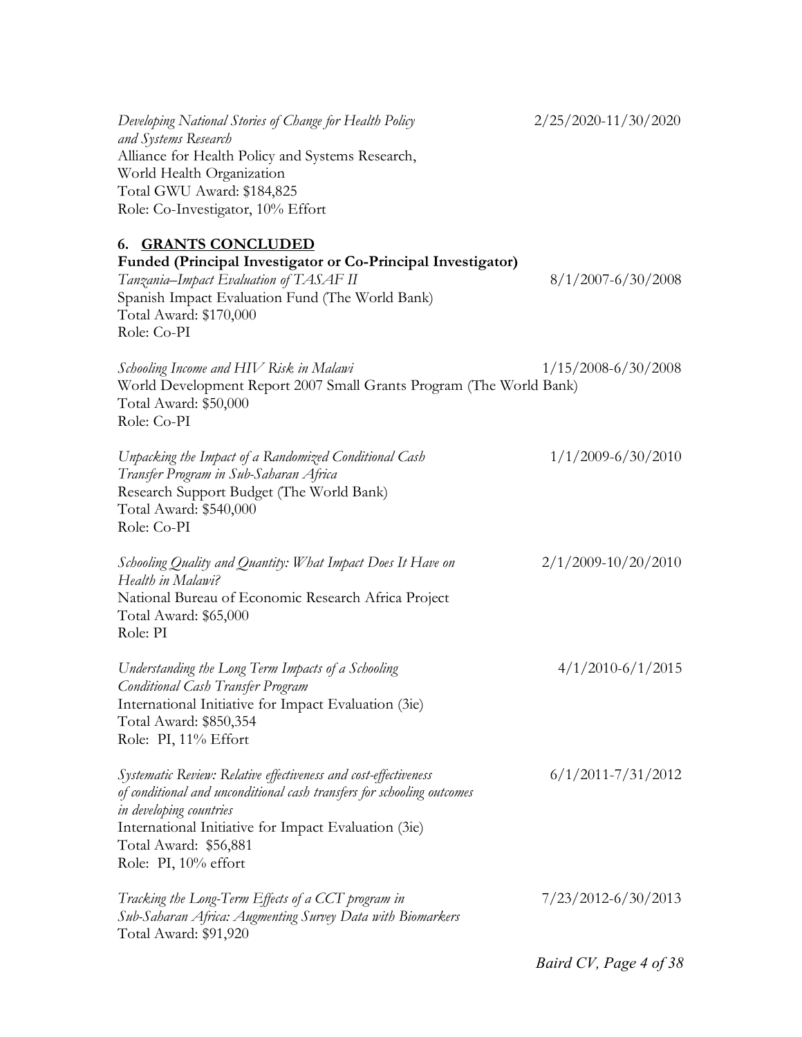*Developing National Stories of Change for Health Policy and Systems Research* 2/25/2020-11/30/2020
Alliance for Health Policy and Systems Research, World Health Organization
Total GWU Award: $184,825
Role: Co-Investigator, 10% Effort

## 6. GRANTS CONCLUDED

**Funded (Principal Investigator or Co-Principal Investigator)**

*Tanzania–Impact Evaluation of TASAF II* 8/1/2007-6/30/2008
Spanish Impact Evaluation Fund (The World Bank)
Total Award: $170,000
Role: Co-PI

*Schooling Income and HIV Risk in Malawi* 1/15/2008-6/30/2008
World Development Report 2007 Small Grants Program (The World Bank)
Total Award: $50,000
Role: Co-PI

*Unpacking the Impact of a Randomized Conditional Cash Transfer Program in Sub-Saharan Africa* 1/1/2009-6/30/2010
Research Support Budget (The World Bank)
Total Award: $540,000
Role: Co-PI

*Schooling Quality and Quantity: What Impact Does It Have on Health in Malawi?* 2/1/2009-10/20/2010
National Bureau of Economic Research Africa Project
Total Award: $65,000
Role: PI

*Understanding the Long Term Impacts of a Schooling Conditional Cash Transfer Program* 4/1/2010-6/1/2015
International Initiative for Impact Evaluation (3ie)
Total Award: $850,354
Role: PI, 11% Effort

*Systematic Review: Relative effectiveness and cost-effectiveness of conditional and unconditional cash transfers for schooling outcomes in developing countries* 6/1/2011-7/31/2012
International Initiative for Impact Evaluation (3ie)
Total Award: $56,881
Role: PI, 10% effort

*Tracking the Long-Term Effects of a CCT program in Sub-Saharan Africa: Augmenting Survey Data with Biomarkers* 7/23/2012-6/30/2013
Total Award: $91,920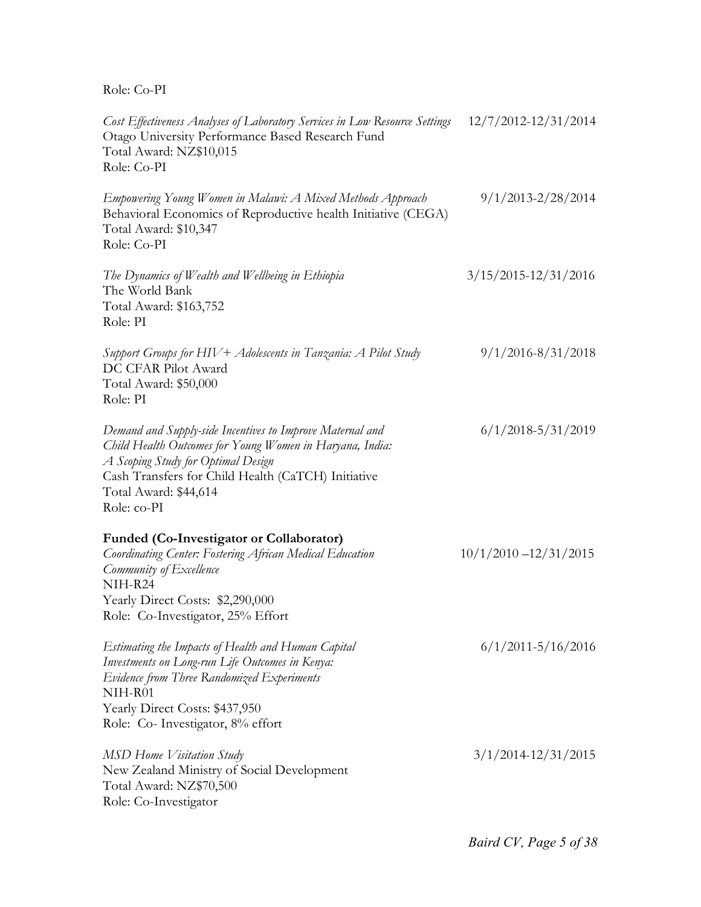Role: Co-PI

*Cost Effectiveness Analyses of Laboratory Services in Low Resource Settings* 12/7/2012-12/31/2014
Otago University Performance Based Research Fund
Total Award: NZ$10,015
Role: Co-PI

*Empowering Young Women in Malawi: A Mixed Methods Approach* 9/1/2013-2/28/2014
Behavioral Economics of Reproductive health Initiative (CEGA)
Total Award: $10,347
Role: Co-PI

*The Dynamics of Wealth and Wellbeing in Ethiopia* 3/15/2015-12/31/2016
The World Bank
Total Award: $163,752
Role: PI

*Support Groups for HIV+ Adolescents in Tanzania: A Pilot Study* 9/1/2016-8/31/2018
DC CFAR Pilot Award
Total Award: $50,000
Role: PI

*Demand and Supply-side Incentives to Improve Maternal and Child Health Outcomes for Young Women in Haryana, India: A Scoping Study for Optimal Design* 6/1/2018-5/31/2019
Cash Transfers for Child Health (CaTCH) Initiative
Total Award: $44,614
Role: co-PI

**Funded (Co-Investigator or Collaborator)**

*Coordinating Center: Fostering African Medical Education Community of Excellence* 10/1/2010 –12/31/2015
NIH-R24
Yearly Direct Costs: $2,290,000
Role: Co-Investigator, 25% Effort

*Estimating the Impacts of Health and Human Capital Investments on Long-run Life Outcomes in Kenya: Evidence from Three Randomized Experiments* 6/1/2011-5/16/2016
NIH-R01
Yearly Direct Costs: $437,950
Role: Co- Investigator, 8% effort

*MSD Home Visitation Study* 3/1/2014-12/31/2015
New Zealand Ministry of Social Development
Total Award: NZ$70,500
Role: Co-Investigator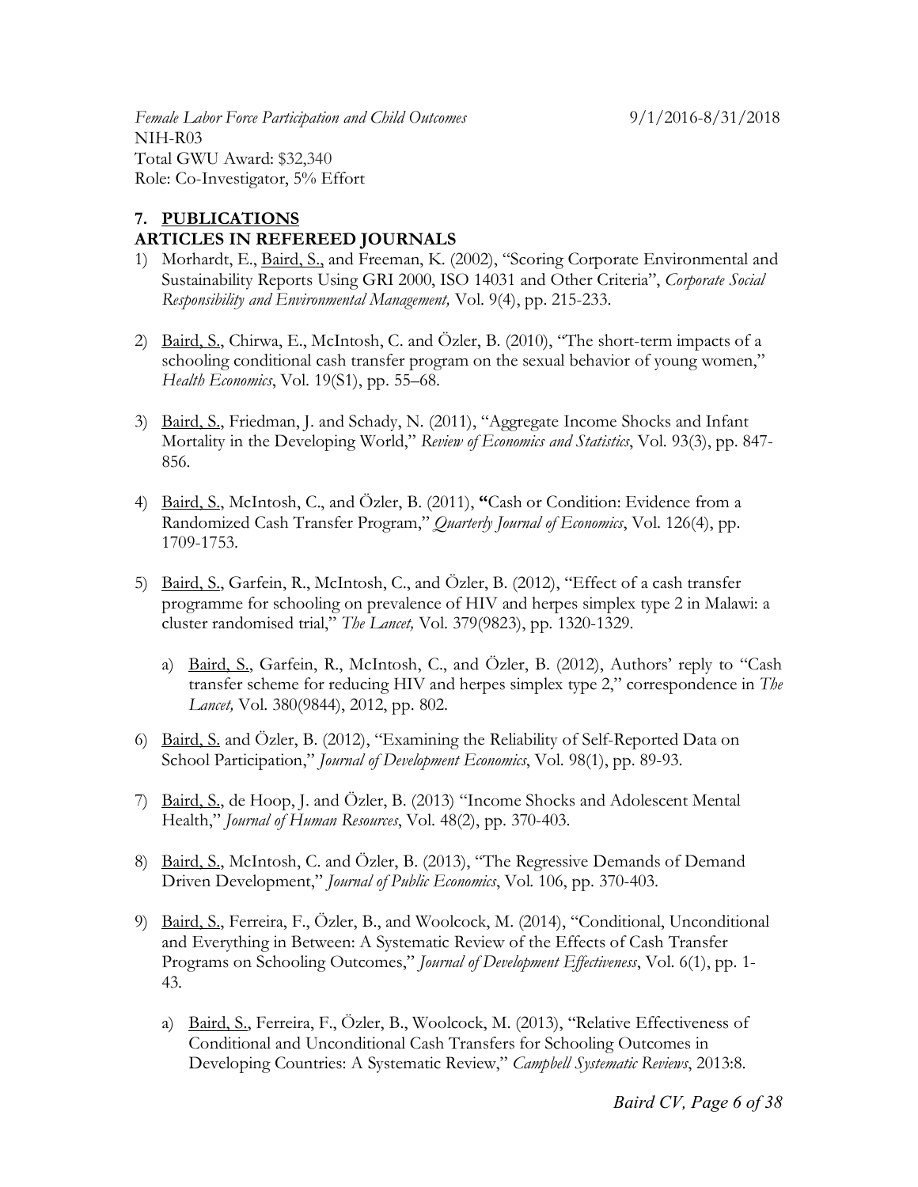*Female Labor Force Participation and Child Outcomes* 9/1/2016-8/31/2018
NIH-R03
Total GWU Award: $32,340
Role: Co-Investigator, 5% Effort

## 7. PUBLICATIONS

### ARTICLES IN REFEREED JOURNALS

1) Morhardt, E., Baird, S., and Freeman, K. (2002), "Scoring Corporate Environmental and Sustainability Reports Using GRI 2000, ISO 14031 and Other Criteria", *Corporate Social Responsibility and Environmental Management,* Vol. 9(4), pp. 215-233.

2) Baird, S., Chirwa, E., McIntosh, C. and Özler, B. (2010), "The short-term impacts of a schooling conditional cash transfer program on the sexual behavior of young women," *Health Economics*, Vol. 19(S1), pp. 55–68.

3) Baird, S., Friedman, J. and Schady, N. (2011), "Aggregate Income Shocks and Infant Mortality in the Developing World," *Review of Economics and Statistics*, Vol. 93(3), pp. 847-856.

4) Baird, S., McIntosh, C., and Özler, B. (2011), **"**Cash or Condition: Evidence from a Randomized Cash Transfer Program," *Quarterly Journal of Economics*, Vol. 126(4), pp. 1709-1753.

5) Baird, S., Garfein, R., McIntosh, C., and Özler, B. (2012), "Effect of a cash transfer programme for schooling on prevalence of HIV and herpes simplex type 2 in Malawi: a cluster randomised trial," *The Lancet,* Vol. 379(9823), pp. 1320-1329.

   a) Baird, S., Garfein, R., McIntosh, C., and Özler, B. (2012), Authors' reply to "Cash transfer scheme for reducing HIV and herpes simplex type 2," correspondence in *The Lancet,* Vol. 380(9844), 2012, pp. 802.

6) Baird, S. and Özler, B. (2012), "Examining the Reliability of Self-Reported Data on School Participation," *Journal of Development Economics*, Vol. 98(1), pp. 89-93.

7) Baird, S., de Hoop, J. and Özler, B. (2013) "Income Shocks and Adolescent Mental Health," *Journal of Human Resources*, Vol. 48(2), pp. 370-403.

8) Baird, S., McIntosh, C. and Özler, B. (2013), "The Regressive Demands of Demand Driven Development," *Journal of Public Economics*, Vol. 106, pp. 370-403.

9) Baird, S., Ferreira, F., Özler, B., and Woolcock, M. (2014), "Conditional, Unconditional and Everything in Between: A Systematic Review of the Effects of Cash Transfer Programs on Schooling Outcomes," *Journal of Development Effectiveness*, Vol. 6(1), pp. 1-43.

   a) Baird, S., Ferreira, F., Özler, B., Woolcock, M. (2013), "Relative Effectiveness of Conditional and Unconditional Cash Transfers for Schooling Outcomes in Developing Countries: A Systematic Review," *Campbell Systematic Reviews*, 2013:8.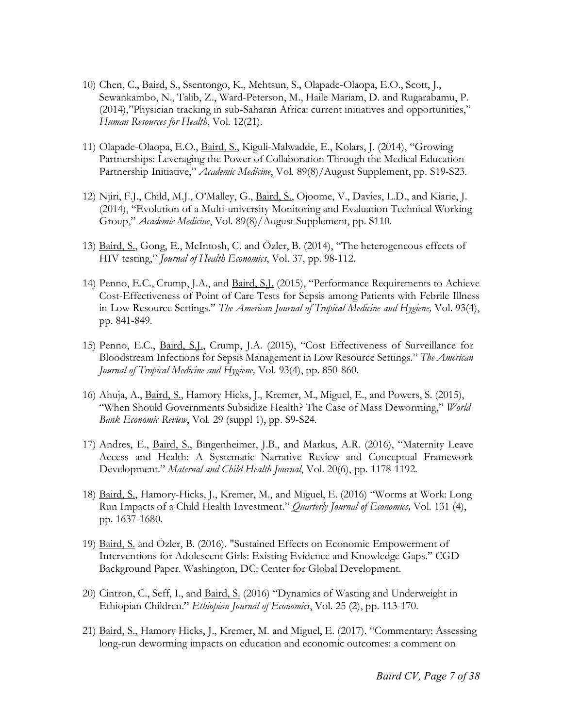10) Chen, C., Baird, S., Ssentongo, K., Mehtsun, S., Olapade-Olaopa, E.O., Scott, J., Sewankambo, N., Talib, Z., Ward-Peterson, M., Haile Mariam, D. and Rugarabamu, P. (2014),"Physician tracking in sub-Saharan Africa: current initiatives and opportunities," *Human Resources for Health*, Vol. 12(21).

11) Olapade-Olaopa, E.O., Baird, S., Kiguli-Malwadde, E., Kolars, J. (2014), "Growing Partnerships: Leveraging the Power of Collaboration Through the Medical Education Partnership Initiative," *Academic Medicine*, Vol. 89(8)/August Supplement, pp. S19-S23.

12) Njiri, F.J., Child, M.J., O'Malley, G., Baird, S., Ojoome, V., Davies, L.D., and Kiarie, J. (2014), "Evolution of a Multi-university Monitoring and Evaluation Technical Working Group," *Academic Medicine*, Vol. 89(8)/August Supplement, pp. S110.

13) Baird, S., Gong, E., McIntosh, C. and Özler, B. (2014), "The heterogeneous effects of HIV testing," *Journal of Health Economics*, Vol. 37, pp. 98-112.

14) Penno, E.C., Crump, J.A., and Baird, S.J. (2015), "Performance Requirements to Achieve Cost-Effectiveness of Point of Care Tests for Sepsis among Patients with Febrile Illness in Low Resource Settings." *The American Journal of Tropical Medicine and Hygiene,* Vol. 93(4), pp. 841-849.

15) Penno, E.C., Baird, S.J., Crump, J.A. (2015), "Cost Effectiveness of Surveillance for Bloodstream Infections for Sepsis Management in Low Resource Settings." *The American Journal of Tropical Medicine and Hygiene,* Vol. 93(4), pp. 850-860.

16) Ahuja, A., Baird, S., Hamory Hicks, J., Kremer, M., Miguel, E., and Powers, S. (2015), "When Should Governments Subsidize Health? The Case of Mass Deworming," *World Bank Economic Review*, Vol. 29 (suppl 1), pp. S9-S24.

17) Andres, E., Baird, S., Bingenheimer, J.B., and Markus, A.R. (2016), "Maternity Leave Access and Health: A Systematic Narrative Review and Conceptual Framework Development." *Maternal and Child Health Journal*, Vol. 20(6), pp. 1178-1192.

18) Baird, S., Hamory-Hicks, J., Kremer, M., and Miguel, E. (2016) "Worms at Work: Long Run Impacts of a Child Health Investment." *Quarterly Journal of Economics,* Vol. 131 (4), pp. 1637-1680.

19) Baird, S. and Özler, B. (2016). "Sustained Effects on Economic Empowerment of Interventions for Adolescent Girls: Existing Evidence and Knowledge Gaps." CGD Background Paper. Washington, DC: Center for Global Development.

20) Cintron, C., Seff, I., and Baird, S. (2016) "Dynamics of Wasting and Underweight in Ethiopian Children." *Ethiopian Journal of Economics*, Vol. 25 (2), pp. 113-170.

21) Baird, S., Hamory Hicks, J., Kremer, M. and Miguel, E. (2017). "Commentary: Assessing long-run deworming impacts on education and economic outcomes: a comment on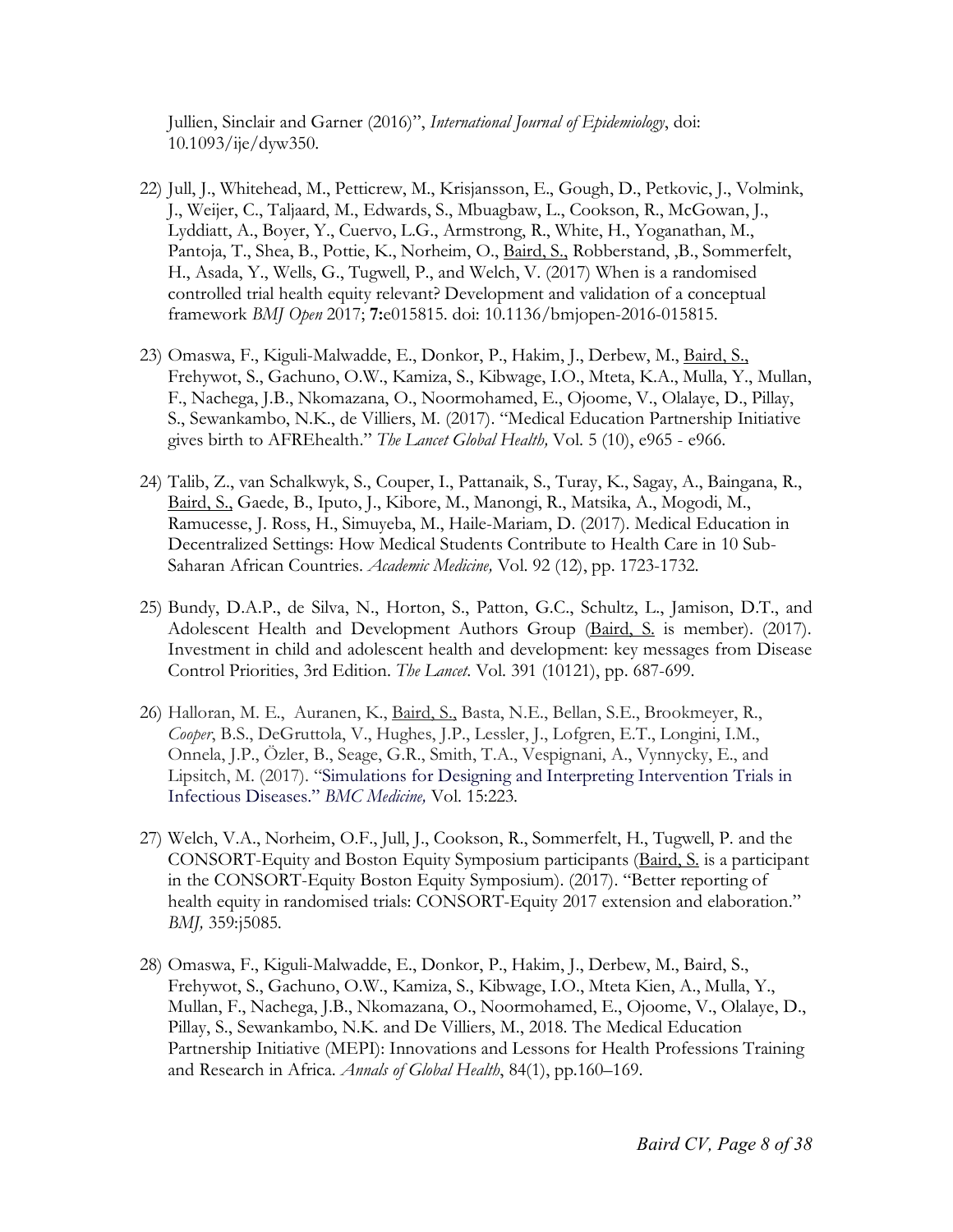Jullien, Sinclair and Garner (2016)", *International Journal of Epidemiology*, doi: 10.1093/ije/dyw350.

22) Jull, J., Whitehead, M., Petticrew, M., Krisjansson, E., Gough, D., Petkovic, J., Volmink, J., Weijer, C., Taljaard, M., Edwards, S., Mbuagbaw, L., Cookson, R., McGowan, J., Lyddiatt, A., Boyer, Y., Cuervo, L.G., Armstrong, R., White, H., Yoganathan, M., Pantoja, T., Shea, B., Pottie, K., Norheim, O., <u>Baird, S.,</u> Robberstand, ,B., Sommerfelt, H., Asada, Y., Wells, G., Tugwell, P., and Welch, V. (2017) When is a randomised controlled trial health equity relevant? Development and validation of a conceptual framework *BMJ Open* 2017; **7:**e015815. doi: 10.1136/bmjopen-2016-015815.

23) Omaswa, F., Kiguli-Malwadde, E., Donkor, P., Hakim, J., Derbew, M., <u>Baird, S.,</u> Frehywot, S., Gachuno, O.W., Kamiza, S., Kibwage, I.O., Mteta, K.A., Mulla, Y., Mullan, F., Nachega, J.B., Nkomazana, O., Noormohamed, E., Ojoome, V., Olalaye, D., Pillay, S., Sewankambo, N.K., de Villiers, M. (2017). "Medical Education Partnership Initiative gives birth to AFREhealth." *The Lancet Global Health,* Vol. 5 (10), e965 - e966.

24) Talib, Z., van Schalkwyk, S., Couper, I., Pattanaik, S., Turay, K., Sagay, A., Baingana, R., <u>Baird, S.,</u> Gaede, B., Iputo, J., Kibore, M., Manongi, R., Matsika, A., Mogodi, M., Ramucesse, J. Ross, H., Simuyeba, M., Haile-Mariam, D. (2017). Medical Education in Decentralized Settings: How Medical Students Contribute to Health Care in 10 Sub-Saharan African Countries. *Academic Medicine,* Vol. 92 (12), pp. 1723-1732.

25) Bundy, D.A.P., de Silva, N., Horton, S., Patton, G.C., Schultz, L., Jamison, D.T., and Adolescent Health and Development Authors Group (<u>Baird, S.</u> is member). (2017). Investment in child and adolescent health and development: key messages from Disease Control Priorities, 3rd Edition. *The Lancet.* Vol. 391 (10121), pp. 687-699.

26) Halloran, M. E., Auranen, K., <u>Baird, S.,</u> Basta, N.E., Bellan, S.E., Brookmeyer, R., *Cooper*, B.S., DeGruttola, V., Hughes, J.P., Lessler, J., Lofgren, E.T., Longini, I.M., Onnela, J.P., Özler, B., Seage, G.R., Smith, T.A., Vespignani, A., Vynnycky, E., and Lipsitch, M. (2017). "Simulations for Designing and Interpreting Intervention Trials in Infectious Diseases." *BMC Medicine,* Vol. 15:223.

27) Welch, V.A., Norheim, O.F., Jull, J., Cookson, R., Sommerfelt, H., Tugwell, P. and the CONSORT-Equity and Boston Equity Symposium participants (<u>Baird, S.</u> is a participant in the CONSORT-Equity Boston Equity Symposium). (2017). "Better reporting of health equity in randomised trials: CONSORT-Equity 2017 extension and elaboration." *BMJ,* 359:j5085.

28) Omaswa, F., Kiguli-Malwadde, E., Donkor, P., Hakim, J., Derbew, M., Baird, S., Frehywot, S., Gachuno, O.W., Kamiza, S., Kibwage, I.O., Mteta Kien, A., Mulla, Y., Mullan, F., Nachega, J.B., Nkomazana, O., Noormohamed, E., Ojoome, V., Olalaye, D., Pillay, S., Sewankambo, N.K. and De Villiers, M., 2018. The Medical Education Partnership Initiative (MEPI): Innovations and Lessons for Health Professions Training and Research in Africa. *Annals of Global Health*, 84(1), pp.160–169.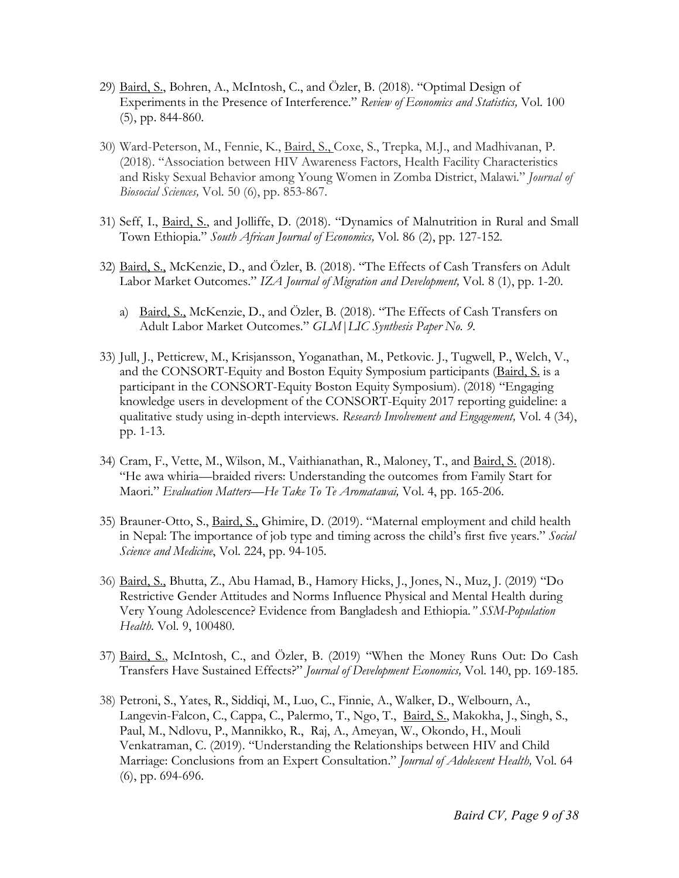29) Baird, S., Bohren, A., McIntosh, C., and Özler, B. (2018). "Optimal Design of Experiments in the Presence of Interference." *Review of Economics and Statistics,* Vol. 100 (5), pp. 844-860.

30) Ward-Peterson, M., Fennie, K., Baird, S., Coxe, S., Trepka, M.J., and Madhivanan, P. (2018). "Association between HIV Awareness Factors, Health Facility Characteristics and Risky Sexual Behavior among Young Women in Zomba District, Malawi." *Journal of Biosocial Sciences,* Vol. 50 (6), pp. 853-867.

31) Seff, I., Baird, S., and Jolliffe, D. (2018). "Dynamics of Malnutrition in Rural and Small Town Ethiopia." *South African Journal of Economics,* Vol. 86 (2), pp. 127-152.

32) Baird, S., McKenzie, D., and Özler, B. (2018). "The Effects of Cash Transfers on Adult Labor Market Outcomes." *IZA Journal of Migration and Development,* Vol. 8 (1), pp. 1-20.

    a) Baird, S., McKenzie, D., and Özler, B. (2018). "The Effects of Cash Transfers on Adult Labor Market Outcomes." *GLM|LIC Synthesis Paper No. 9.*

33) Jull, J., Petticrew, M., Krisjansson, Yoganathan, M., Petkovic. J., Tugwell, P., Welch, V., and the CONSORT-Equity and Boston Equity Symposium participants (Baird, S. is a participant in the CONSORT-Equity Boston Equity Symposium). (2018) "Engaging knowledge users in development of the CONSORT-Equity 2017 reporting guideline: a qualitative study using in-depth interviews. *Research Involvement and Engagement,* Vol. 4 (34), pp. 1-13.

34) Cram, F., Vette, M., Wilson, M., Vaithianathan, R., Maloney, T., and Baird, S. (2018). "He awa whiria—braided rivers: Understanding the outcomes from Family Start for Maori." *Evaluation Matters—He Take To Te Aromatawai,* Vol. 4, pp. 165-206.

35) Brauner-Otto, S., Baird, S., Ghimire, D. (2019). "Maternal employment and child health in Nepal: The importance of job type and timing across the child's first five years." *Social Science and Medicine*, Vol. 224, pp. 94-105.

36) Baird, S., Bhutta, Z., Abu Hamad, B., Hamory Hicks, J., Jones, N., Muz, J. (2019) "Do Restrictive Gender Attitudes and Norms Influence Physical and Mental Health during Very Young Adolescence? Evidence from Bangladesh and Ethiopia*." SSM-Population Health.* Vol. 9, 100480.

37) Baird, S., McIntosh, C., and Özler, B. (2019) "When the Money Runs Out: Do Cash Transfers Have Sustained Effects?" *Journal of Development Economics,* Vol. 140, pp. 169-185.

38) Petroni, S., Yates, R., Siddiqi, M., Luo, C., Finnie, A., Walker, D., Welbourn, A., Langevin-Falcon, C., Cappa, C., Palermo, T., Ngo, T., Baird, S., Makokha, J., Singh, S., Paul, M., Ndlovu, P., Mannikko, R., Raj, A., Ameyan, W., Okondo, H., Mouli Venkatraman, C. (2019). "Understanding the Relationships between HIV and Child Marriage: Conclusions from an Expert Consultation." *Journal of Adolescent Health,* Vol. 64 (6), pp. 694-696.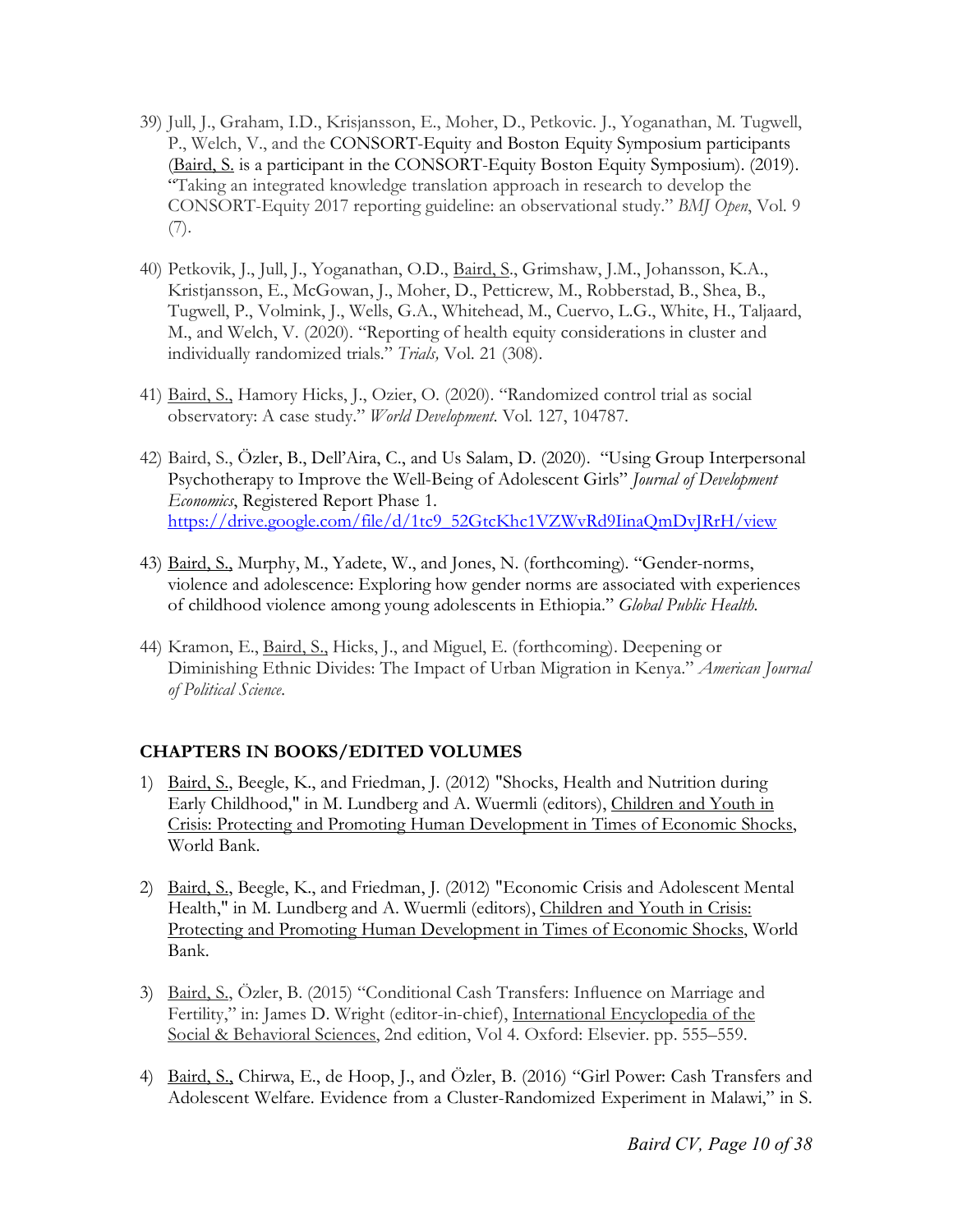39) Jull, J., Graham, I.D., Krisjansson, E., Moher, D., Petkovic. J., Yoganathan, M. Tugwell, P., Welch, V., and the CONSORT-Equity and Boston Equity Symposium participants (<u>Baird, S.</u> is a participant in the CONSORT-Equity Boston Equity Symposium). (2019). "Taking an integrated knowledge translation approach in research to develop the CONSORT-Equity 2017 reporting guideline: an observational study." *BMJ Open*, Vol. 9 (7).

40) Petkovik, J., Jull, J., Yoganathan, O.D., <u>Baird, S.</u>, Grimshaw, J.M., Johansson, K.A., Kristjansson, E., McGowan, J., Moher, D., Petticrew, M., Robberstad, B., Shea, B., Tugwell, P., Volmink, J., Wells, G.A., Whitehead, M., Cuervo, L.G., White, H., Taljaard, M., and Welch, V. (2020). "Reporting of health equity considerations in cluster and individually randomized trials." *Trials,* Vol. 21 (308).

41) <u>Baird, S.,</u> Hamory Hicks, J., Ozier, O. (2020). "Randomized control trial as social observatory: A case study." *World Development*. Vol. 127, 104787.

42) Baird, S., Özler, B., Dell'Aira, C., and Us Salam, D. (2020). "Using Group Interpersonal Psychotherapy to Improve the Well-Being of Adolescent Girls" *Journal of Development Economics*, Registered Report Phase 1. https://drive.google.com/file/d/1tc9_52GtcKhc1VZWvRd9IinaQmDvJRrH/view

43) <u>Baird, S.,</u> Murphy, M., Yadete, W., and Jones, N. (forthcoming). "Gender-norms, violence and adolescence: Exploring how gender norms are associated with experiences of childhood violence among young adolescents in Ethiopia." *Global Public Health.*

44) Kramon, E., <u>Baird, S.,</u> Hicks, J., and Miguel, E. (forthcoming). Deepening or Diminishing Ethnic Divides: The Impact of Urban Migration in Kenya." *American Journal of Political Science*.

## CHAPTERS IN BOOKS/EDITED VOLUMES

1) <u>Baird, S.</u>, Beegle, K., and Friedman, J. (2012) "Shocks, Health and Nutrition during Early Childhood," in M. Lundberg and A. Wuermli (editors), <u>Children and Youth in Crisis: Protecting and Promoting Human Development in Times of Economic Shocks</u>, World Bank.

2) <u>Baird, S.</u>, Beegle, K., and Friedman, J. (2012) "Economic Crisis and Adolescent Mental Health," in M. Lundberg and A. Wuermli (editors), <u>Children and Youth in Crisis: Protecting and Promoting Human Development in Times of Economic Shocks</u>, World Bank.

3) <u>Baird, S.</u>, Özler, B. (2015) "Conditional Cash Transfers: Influence on Marriage and Fertility," in: James D. Wright (editor-in-chief), <u>International Encyclopedia of the Social & Behavioral Sciences</u>, 2nd edition, Vol 4. Oxford: Elsevier. pp. 555–559.

4) <u>Baird, S.,</u> Chirwa, E., de Hoop, J., and Özler, B. (2016) "Girl Power: Cash Transfers and Adolescent Welfare. Evidence from a Cluster-Randomized Experiment in Malawi," in S.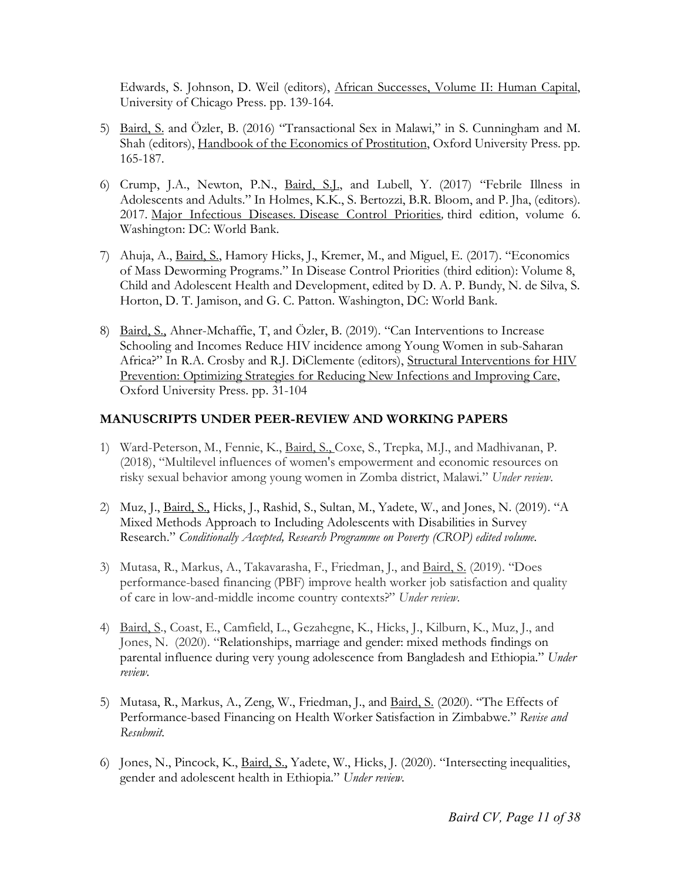Edwards, S. Johnson, D. Weil (editors), African Successes, Volume II: Human Capital, University of Chicago Press. pp. 139-164.

5) Baird, S. and Özler, B. (2016) "Transactional Sex in Malawi," in S. Cunningham and M. Shah (editors), Handbook of the Economics of Prostitution, Oxford University Press. pp. 165-187.

6) Crump, J.A., Newton, P.N., Baird, S.J., and Lubell, Y. (2017) "Febrile Illness in Adolescents and Adults." In Holmes, K.K., S. Bertozzi, B.R. Bloom, and P. Jha, (editors). 2017. Major Infectious Diseases. Disease Control Priorities, third edition, volume 6. Washington: DC: World Bank.

7) Ahuja, A., Baird, S., Hamory Hicks, J., Kremer, M., and Miguel, E. (2017). "Economics of Mass Deworming Programs." In Disease Control Priorities (third edition): Volume 8, Child and Adolescent Health and Development, edited by D. A. P. Bundy, N. de Silva, S. Horton, D. T. Jamison, and G. C. Patton. Washington, DC: World Bank.

8) Baird, S., Ahner-Mchaffie, T, and Özler, B. (2019). "Can Interventions to Increase Schooling and Incomes Reduce HIV incidence among Young Women in sub-Saharan Africa?" In R.A. Crosby and R.J. DiClemente (editors), Structural Interventions for HIV Prevention: Optimizing Strategies for Reducing New Infections and Improving Care, Oxford University Press. pp. 31-104

## MANUSCRIPTS UNDER PEER-REVIEW AND WORKING PAPERS

1) Ward-Peterson, M., Fennie, K., Baird, S., Coxe, S., Trepka, M.J., and Madhivanan, P. (2018), "Multilevel influences of women's empowerment and economic resources on risky sexual behavior among young women in Zomba district, Malawi." *Under review.*

2) Muz, J., Baird, S., Hicks, J., Rashid, S., Sultan, M., Yadete, W., and Jones, N. (2019). "A Mixed Methods Approach to Including Adolescents with Disabilities in Survey Research." *Conditionally Accepted, Research Programme on Poverty (CROP) edited volume.*

3) Mutasa, R., Markus, A., Takavarasha, F., Friedman, J., and Baird, S. (2019). "Does performance-based financing (PBF) improve health worker job satisfaction and quality of care in low-and-middle income country contexts?" *Under review.*

4) Baird, S., Coast, E., Camfield, L., Gezahegne, K., Hicks, J., Kilburn, K., Muz, J., and Jones, N. (2020). "Relationships, marriage and gender: mixed methods findings on parental influence during very young adolescence from Bangladesh and Ethiopia." *Under review.*

5) Mutasa, R., Markus, A., Zeng, W., Friedman, J., and Baird, S. (2020). "The Effects of Performance-based Financing on Health Worker Satisfaction in Zimbabwe." *Revise and Resubmit.*

6) Jones, N., Pincock, K., Baird, S., Yadete, W., Hicks, J. (2020). "Intersecting inequalities, gender and adolescent health in Ethiopia." *Under review.*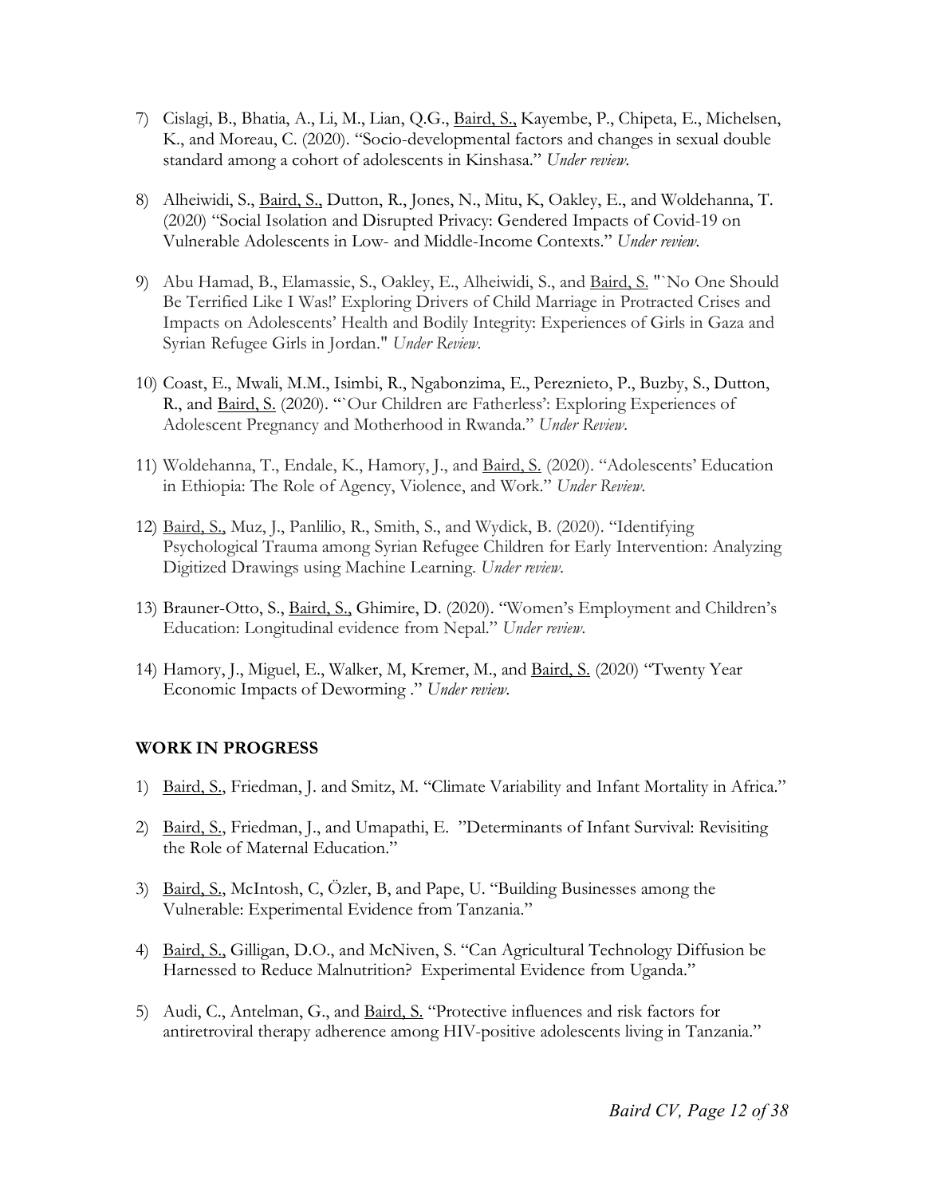7) Cislagi, B., Bhatia, A., Li, M., Lian, Q.G., Baird, S., Kayembe, P., Chipeta, E., Michelsen, K., and Moreau, C. (2020). "Socio-developmental factors and changes in sexual double standard among a cohort of adolescents in Kinshasa." *Under review.*

8) Alheiwidi, S., Baird, S., Dutton, R., Jones, N., Mitu, K, Oakley, E., and Woldehanna, T. (2020) "Social Isolation and Disrupted Privacy: Gendered Impacts of Covid-19 on Vulnerable Adolescents in Low- and Middle-Income Contexts." *Under review.*

9) Abu Hamad, B., Elamassie, S., Oakley, E., Alheiwidi, S., and Baird, S. "`No One Should Be Terrified Like I Was!' Exploring Drivers of Child Marriage in Protracted Crises and Impacts on Adolescents' Health and Bodily Integrity: Experiences of Girls in Gaza and Syrian Refugee Girls in Jordan." *Under Review.*

10) Coast, E., Mwali, M.M., Isimbi, R., Ngabonzima, E., Pereznieto, P., Buzby, S., Dutton, R., and Baird, S. (2020). "`Our Children are Fatherless': Exploring Experiences of Adolescent Pregnancy and Motherhood in Rwanda." *Under Review.*

11) Woldehanna, T., Endale, K., Hamory, J., and Baird, S. (2020). "Adolescents' Education in Ethiopia: The Role of Agency, Violence, and Work." *Under Review.*

12) Baird, S., Muz, J., Panlilio, R., Smith, S., and Wydick, B. (2020). "Identifying Psychological Trauma among Syrian Refugee Children for Early Intervention: Analyzing Digitized Drawings using Machine Learning. *Under review.*

13) Brauner-Otto, S., Baird, S., Ghimire, D. (2020). "Women's Employment and Children's Education: Longitudinal evidence from Nepal." *Under review.*

14) Hamory, J., Miguel, E., Walker, M, Kremer, M., and Baird, S. (2020) "Twenty Year Economic Impacts of Deworming ." *Under review.*

## WORK IN PROGRESS

1) Baird, S., Friedman, J. and Smitz, M. "Climate Variability and Infant Mortality in Africa."

2) Baird, S., Friedman, J., and Umapathi, E. "Determinants of Infant Survival: Revisiting the Role of Maternal Education."

3) Baird, S., McIntosh, C, Özler, B, and Pape, U. "Building Businesses among the Vulnerable: Experimental Evidence from Tanzania."

4) Baird, S., Gilligan, D.O., and McNiven, S. "Can Agricultural Technology Diffusion be Harnessed to Reduce Malnutrition? Experimental Evidence from Uganda."

5) Audi, C., Antelman, G., and Baird, S. "Protective influences and risk factors for antiretroviral therapy adherence among HIV-positive adolescents living in Tanzania."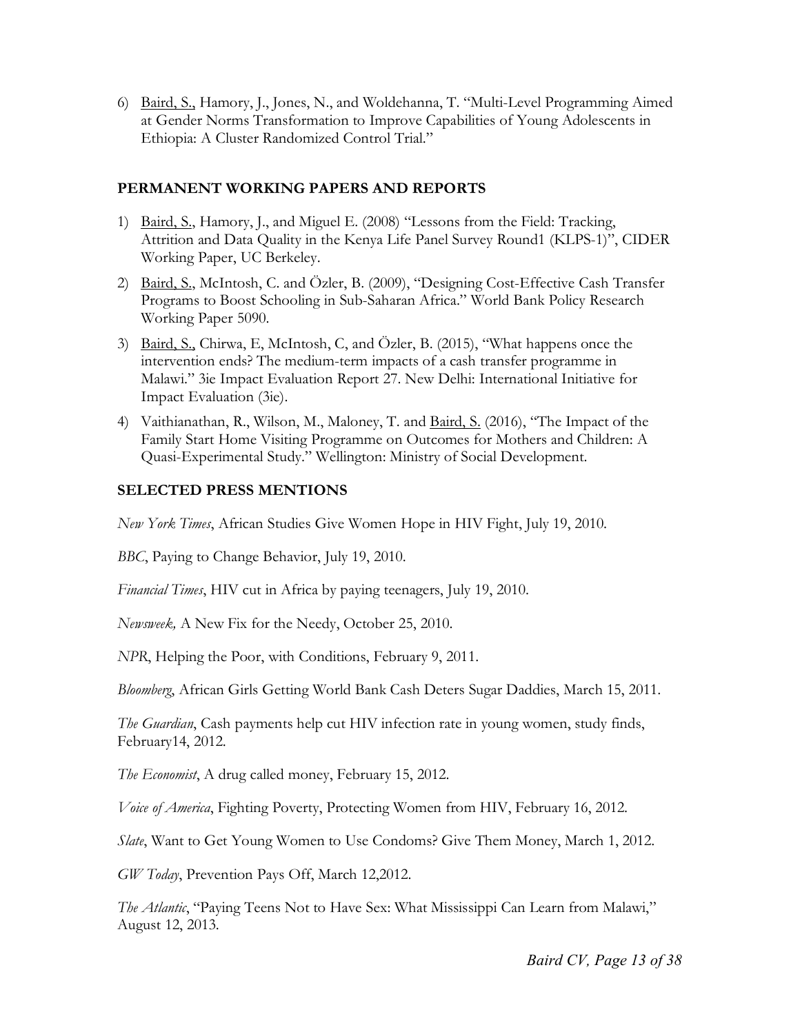6) <u>Baird, S.,</u> Hamory, J., Jones, N., and Woldehanna, T. "Multi-Level Programming Aimed at Gender Norms Transformation to Improve Capabilities of Young Adolescents in Ethiopia: A Cluster Randomized Control Trial."

## PERMANENT WORKING PAPERS AND REPORTS

1) <u>Baird, S.</u>, Hamory, J., and Miguel E. (2008) "Lessons from the Field: Tracking, Attrition and Data Quality in the Kenya Life Panel Survey Round1 (KLPS-1)", CIDER Working Paper, UC Berkeley.
2) <u>Baird, S.</u>, McIntosh, C. and Özler, B. (2009), "Designing Cost-Effective Cash Transfer Programs to Boost Schooling in Sub-Saharan Africa." World Bank Policy Research Working Paper 5090.
3) <u>Baird, S.,</u> Chirwa, E, McIntosh, C, and Özler, B. (2015), "What happens once the intervention ends? The medium-term impacts of a cash transfer programme in Malawi." 3ie Impact Evaluation Report 27. New Delhi: International Initiative for Impact Evaluation (3ie).
4) Vaithianathan, R., Wilson, M., Maloney, T. and <u>Baird, S.</u> (2016), "The Impact of the Family Start Home Visiting Programme on Outcomes for Mothers and Children: A Quasi-Experimental Study." Wellington: Ministry of Social Development.

## SELECTED PRESS MENTIONS

*New York Times*, African Studies Give Women Hope in HIV Fight, July 19, 2010.

*BBC*, Paying to Change Behavior, July 19, 2010.

*Financial Times*, HIV cut in Africa by paying teenagers, July 19, 2010.

*Newsweek,* A New Fix for the Needy, October 25, 2010.

*NPR*, Helping the Poor, with Conditions, February 9, 2011.

*Bloomberg*, African Girls Getting World Bank Cash Deters Sugar Daddies, March 15, 2011.

*The Guardian*, Cash payments help cut HIV infection rate in young women, study finds, February14, 2012.

*The Economist*, A drug called money, February 15, 2012.

*Voice of America*, Fighting Poverty, Protecting Women from HIV, February 16, 2012.

*Slate*, Want to Get Young Women to Use Condoms? Give Them Money, March 1, 2012.

*GW Today*, Prevention Pays Off, March 12,2012.

*The Atlantic*, "Paying Teens Not to Have Sex: What Mississippi Can Learn from Malawi," August 12, 2013.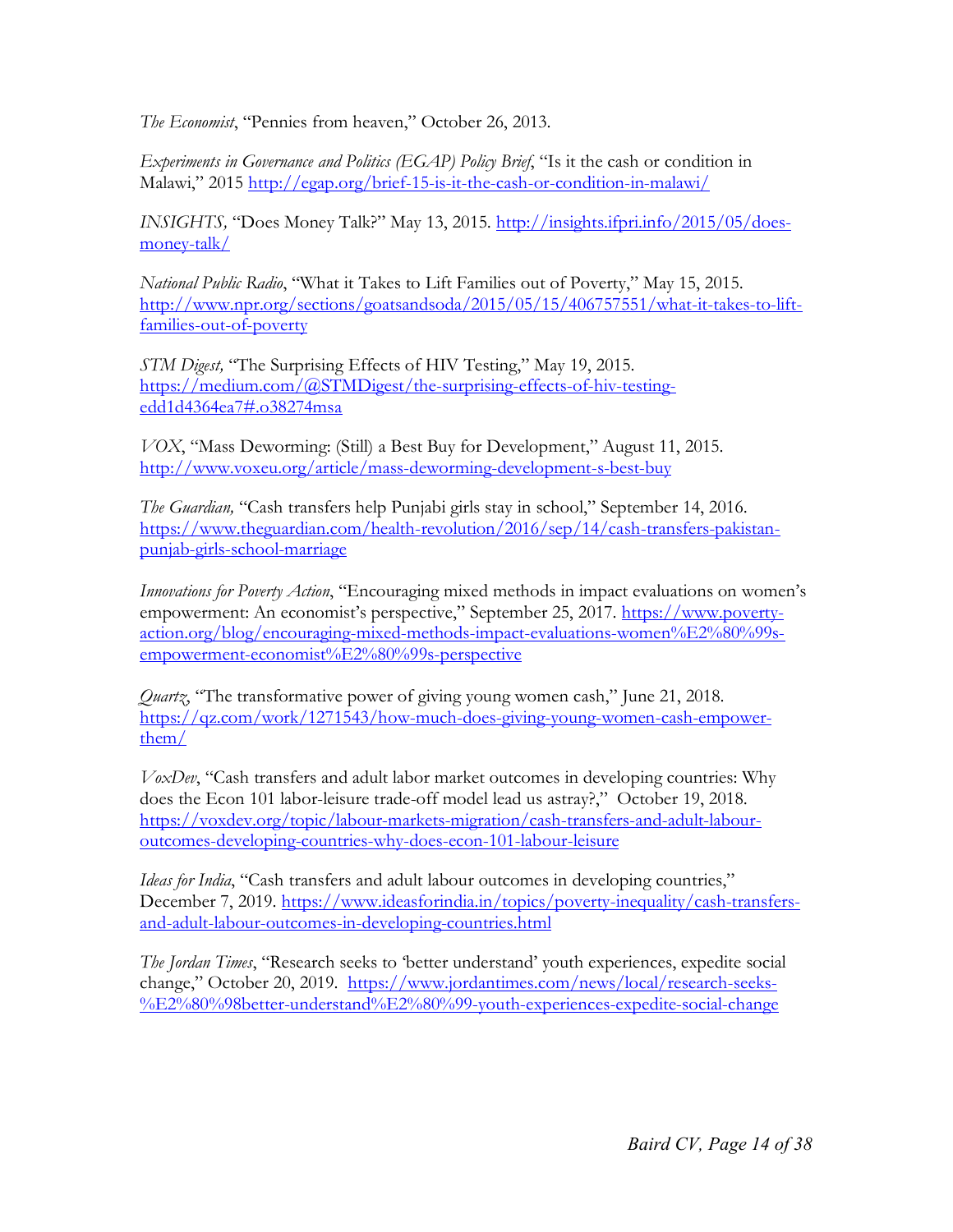*The Economist*, "Pennies from heaven," October 26, 2013.

*Experiments in Governance and Politics (EGAP) Policy Brief*, "Is it the cash or condition in Malawi," 2015 http://egap.org/brief-15-is-it-the-cash-or-condition-in-malawi/

*INSIGHTS,* "Does Money Talk?" May 13, 2015. http://insights.ifpri.info/2015/05/does-money-talk/

*National Public Radio*, "What it Takes to Lift Families out of Poverty," May 15, 2015. http://www.npr.org/sections/goatsandsoda/2015/05/15/406757551/what-it-takes-to-lift-families-out-of-poverty

*STM Digest,* "The Surprising Effects of HIV Testing," May 19, 2015. https://medium.com/@STMDigest/the-surprising-effects-of-hiv-testing-edd1d4364ea7#.o38274msa

*VOX*, "Mass Deworming: (Still) a Best Buy for Development," August 11, 2015. http://www.voxeu.org/article/mass-deworming-development-s-best-buy

*The Guardian,* "Cash transfers help Punjabi girls stay in school," September 14, 2016. https://www.theguardian.com/health-revolution/2016/sep/14/cash-transfers-pakistan-punjab-girls-school-marriage

*Innovations for Poverty Action*, "Encouraging mixed methods in impact evaluations on women's empowerment: An economist's perspective," September 25, 2017. https://www.poverty-action.org/blog/encouraging-mixed-methods-impact-evaluations-women%E2%80%99s-empowerment-economist%E2%80%99s-perspective

*Quartz*, "The transformative power of giving young women cash," June 21, 2018. https://qz.com/work/1271543/how-much-does-giving-young-women-cash-empower-them/

*VoxDev*, "Cash transfers and adult labor market outcomes in developing countries: Why does the Econ 101 labor-leisure trade-off model lead us astray?," October 19, 2018. https://voxdev.org/topic/labour-markets-migration/cash-transfers-and-adult-labour-outcomes-developing-countries-why-does-econ-101-labour-leisure

*Ideas for India*, "Cash transfers and adult labour outcomes in developing countries," December 7, 2019. https://www.ideasforindia.in/topics/poverty-inequality/cash-transfers-and-adult-labour-outcomes-in-developing-countries.html

*The Jordan Times*, "Research seeks to 'better understand' youth experiences, expedite social change," October 20, 2019. https://www.jordantimes.com/news/local/research-seeks-%E2%80%98better-understand%E2%80%99-youth-experiences-expedite-social-change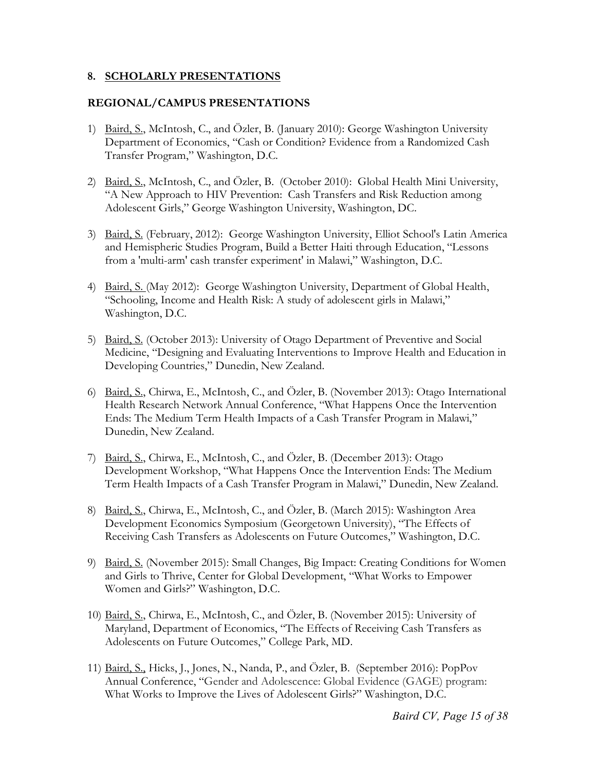## 8. SCHOLARLY PRESENTATIONS

### REGIONAL/CAMPUS PRESENTATIONS

1) Baird, S., McIntosh, C., and Özler, B. (January 2010): George Washington University Department of Economics, "Cash or Condition? Evidence from a Randomized Cash Transfer Program," Washington, D.C.

2) Baird, S., McIntosh, C., and Özler, B. (October 2010): Global Health Mini University, "A New Approach to HIV Prevention: Cash Transfers and Risk Reduction among Adolescent Girls," George Washington University, Washington, DC.

3) Baird, S. (February, 2012): George Washington University, Elliot School's Latin America and Hemispheric Studies Program, Build a Better Haiti through Education, "Lessons from a 'multi-arm' cash transfer experiment' in Malawi," Washington, D.C.

4) Baird, S. (May 2012): George Washington University, Department of Global Health, "Schooling, Income and Health Risk: A study of adolescent girls in Malawi," Washington, D.C.

5) Baird, S. (October 2013): University of Otago Department of Preventive and Social Medicine, "Designing and Evaluating Interventions to Improve Health and Education in Developing Countries," Dunedin, New Zealand.

6) Baird, S., Chirwa, E., McIntosh, C., and Özler, B. (November 2013): Otago International Health Research Network Annual Conference, "What Happens Once the Intervention Ends: The Medium Term Health Impacts of a Cash Transfer Program in Malawi," Dunedin, New Zealand.

7) Baird, S., Chirwa, E., McIntosh, C., and Özler, B. (December 2013): Otago Development Workshop, "What Happens Once the Intervention Ends: The Medium Term Health Impacts of a Cash Transfer Program in Malawi," Dunedin, New Zealand.

8) Baird, S., Chirwa, E., McIntosh, C., and Özler, B. (March 2015): Washington Area Development Economics Symposium (Georgetown University), "The Effects of Receiving Cash Transfers as Adolescents on Future Outcomes," Washington, D.C.

9) Baird, S. (November 2015): Small Changes, Big Impact: Creating Conditions for Women and Girls to Thrive, Center for Global Development, "What Works to Empower Women and Girls?" Washington, D.C.

10) Baird, S., Chirwa, E., McIntosh, C., and Özler, B. (November 2015): University of Maryland, Department of Economics, "The Effects of Receiving Cash Transfers as Adolescents on Future Outcomes," College Park, MD.

11) Baird, S., Hicks, J., Jones, N., Nanda, P., and Özler, B. (September 2016): PopPov Annual Conference, "Gender and Adolescence: Global Evidence (GAGE) program: What Works to Improve the Lives of Adolescent Girls?" Washington, D.C.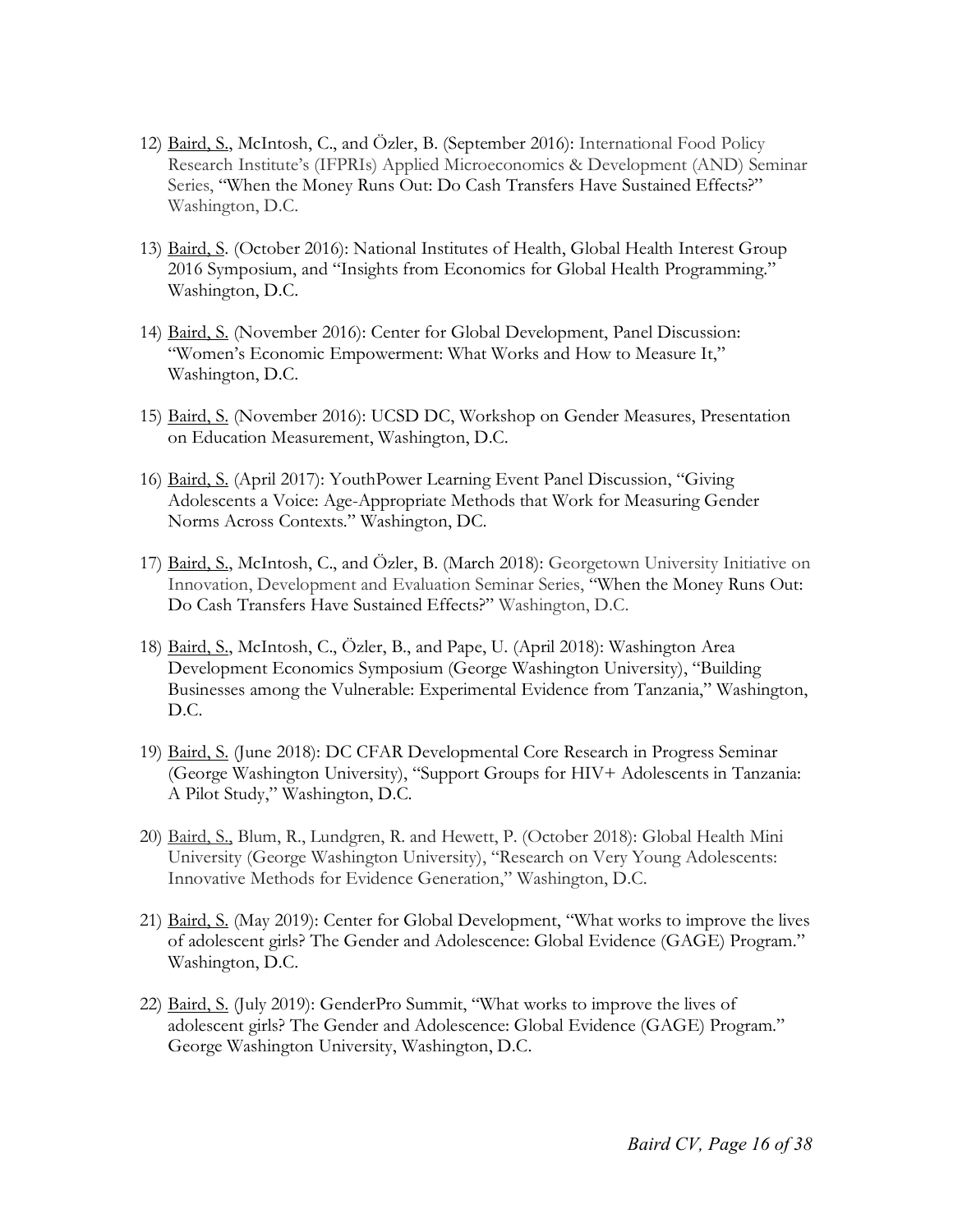12) <u>Baird, S.</u>, McIntosh, C., and Özler, B. (September 2016): International Food Policy Research Institute's (IFPRIs) Applied Microeconomics & Development (AND) Seminar Series, "When the Money Runs Out: Do Cash Transfers Have Sustained Effects?" Washington, D.C.

13) <u>Baird, S</u>. (October 2016): National Institutes of Health, Global Health Interest Group 2016 Symposium, and "Insights from Economics for Global Health Programming." Washington, D.C.

14) <u>Baird, S.</u> (November 2016): Center for Global Development, Panel Discussion: "Women's Economic Empowerment: What Works and How to Measure It," Washington, D.C.

15) <u>Baird, S.</u> (November 2016): UCSD DC, Workshop on Gender Measures, Presentation on Education Measurement, Washington, D.C.

16) <u>Baird, S.</u> (April 2017): YouthPower Learning Event Panel Discussion, "Giving Adolescents a Voice: Age-Appropriate Methods that Work for Measuring Gender Norms Across Contexts." Washington, DC.

17) <u>Baird, S.</u>, McIntosh, C., and Özler, B. (March 2018): Georgetown University Initiative on Innovation, Development and Evaluation Seminar Series, "When the Money Runs Out: Do Cash Transfers Have Sustained Effects?" Washington, D.C.

18) <u>Baird, S.</u>, McIntosh, C., Özler, B., and Pape, U. (April 2018): Washington Area Development Economics Symposium (George Washington University), "Building Businesses among the Vulnerable: Experimental Evidence from Tanzania," Washington, D.C.

19) <u>Baird, S.</u> (June 2018): DC CFAR Developmental Core Research in Progress Seminar (George Washington University), "Support Groups for HIV+ Adolescents in Tanzania: A Pilot Study," Washington, D.C.

20) <u>Baird, S.,</u> Blum, R., Lundgren, R. and Hewett, P. (October 2018): Global Health Mini University (George Washington University), "Research on Very Young Adolescents: Innovative Methods for Evidence Generation," Washington, D.C.

21) <u>Baird, S.</u> (May 2019): Center for Global Development, "What works to improve the lives of adolescent girls? The Gender and Adolescence: Global Evidence (GAGE) Program." Washington, D.C.

22) <u>Baird, S.</u> (July 2019): GenderPro Summit, "What works to improve the lives of adolescent girls? The Gender and Adolescence: Global Evidence (GAGE) Program." George Washington University, Washington, D.C.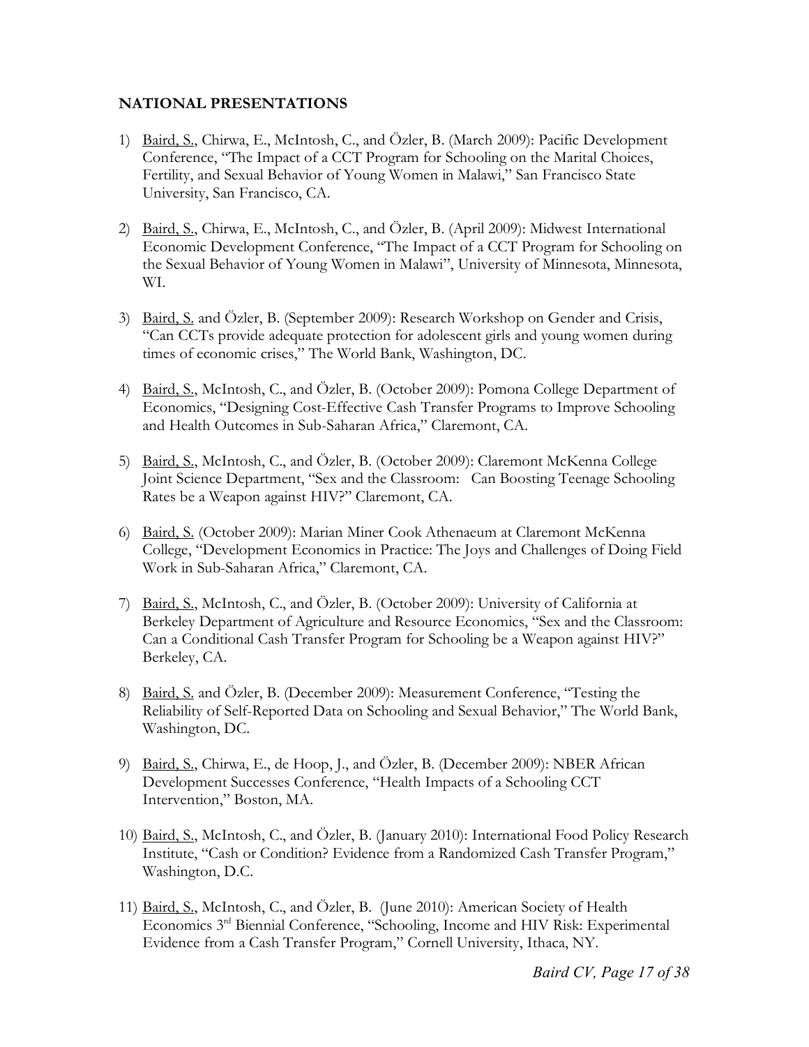**NATIONAL PRESENTATIONS**

1) Baird, S., Chirwa, E., McIntosh, C., and Özler, B. (March 2009): Pacific Development Conference, "The Impact of a CCT Program for Schooling on the Marital Choices, Fertility, and Sexual Behavior of Young Women in Malawi," San Francisco State University, San Francisco, CA.

2) Baird, S., Chirwa, E., McIntosh, C., and Özler, B. (April 2009): Midwest International Economic Development Conference, "The Impact of a CCT Program for Schooling on the Sexual Behavior of Young Women in Malawi", University of Minnesota, Minnesota, WI.

3) Baird, S. and Özler, B. (September 2009): Research Workshop on Gender and Crisis, "Can CCTs provide adequate protection for adolescent girls and young women during times of economic crises," The World Bank, Washington, DC.

4) Baird, S., McIntosh, C., and Özler, B. (October 2009): Pomona College Department of Economics, "Designing Cost-Effective Cash Transfer Programs to Improve Schooling and Health Outcomes in Sub-Saharan Africa," Claremont, CA.

5) Baird, S., McIntosh, C., and Özler, B. (October 2009): Claremont McKenna College Joint Science Department, "Sex and the Classroom: Can Boosting Teenage Schooling Rates be a Weapon against HIV?" Claremont, CA.

6) Baird, S. (October 2009): Marian Miner Cook Athenaeum at Claremont McKenna College, "Development Economics in Practice: The Joys and Challenges of Doing Field Work in Sub-Saharan Africa," Claremont, CA.

7) Baird, S., McIntosh, C., and Özler, B. (October 2009): University of California at Berkeley Department of Agriculture and Resource Economics, "Sex and the Classroom: Can a Conditional Cash Transfer Program for Schooling be a Weapon against HIV?" Berkeley, CA.

8) Baird, S. and Özler, B. (December 2009): Measurement Conference, "Testing the Reliability of Self-Reported Data on Schooling and Sexual Behavior," The World Bank, Washington, DC.

9) Baird, S., Chirwa, E., de Hoop, J., and Özler, B. (December 2009): NBER African Development Successes Conference, "Health Impacts of a Schooling CCT Intervention," Boston, MA.

10) Baird, S., McIntosh, C., and Özler, B. (January 2010): International Food Policy Research Institute, "Cash or Condition? Evidence from a Randomized Cash Transfer Program," Washington, D.C.

11) Baird, S., McIntosh, C., and Özler, B. (June 2010): American Society of Health Economics 3rd Biennial Conference, "Schooling, Income and HIV Risk: Experimental Evidence from a Cash Transfer Program," Cornell University, Ithaca, NY.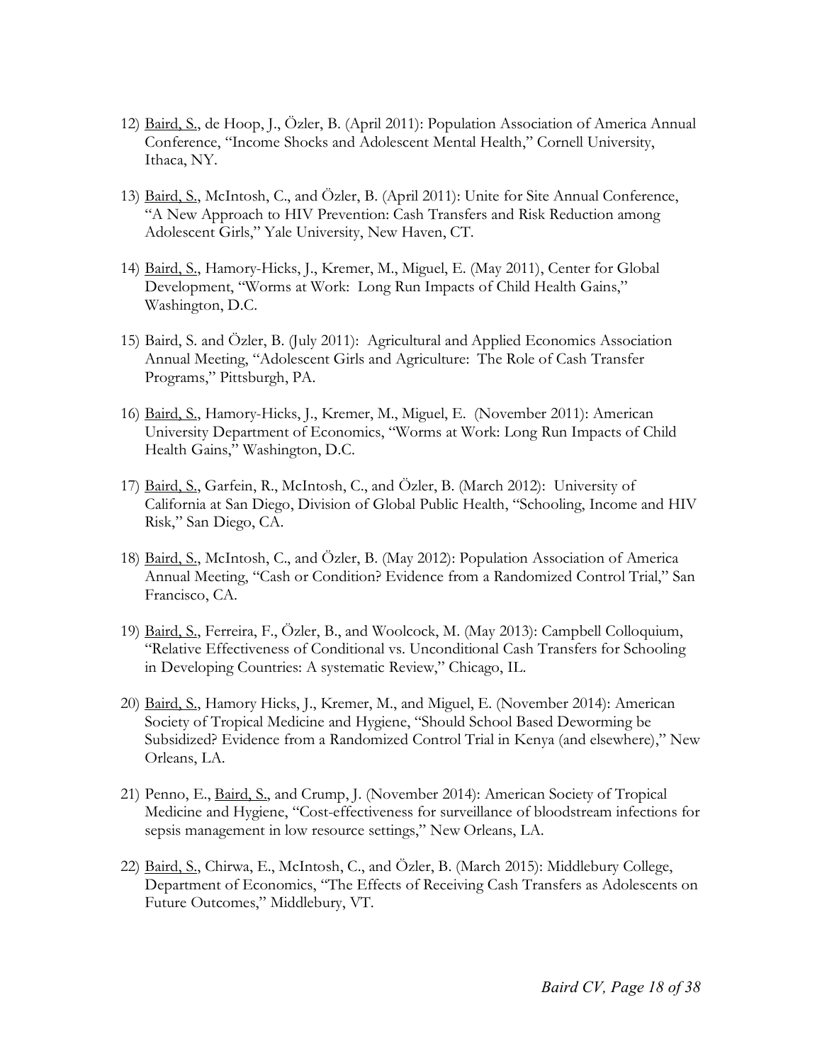12) Baird, S., de Hoop, J., Özler, B. (April 2011): Population Association of America Annual Conference, "Income Shocks and Adolescent Mental Health," Cornell University, Ithaca, NY.

13) Baird, S., McIntosh, C., and Özler, B. (April 2011): Unite for Site Annual Conference, "A New Approach to HIV Prevention: Cash Transfers and Risk Reduction among Adolescent Girls," Yale University, New Haven, CT.

14) Baird, S., Hamory-Hicks, J., Kremer, M., Miguel, E. (May 2011), Center for Global Development, "Worms at Work: Long Run Impacts of Child Health Gains," Washington, D.C.

15) Baird, S. and Özler, B. (July 2011): Agricultural and Applied Economics Association Annual Meeting, "Adolescent Girls and Agriculture: The Role of Cash Transfer Programs," Pittsburgh, PA.

16) Baird, S., Hamory-Hicks, J., Kremer, M., Miguel, E. (November 2011): American University Department of Economics, "Worms at Work: Long Run Impacts of Child Health Gains," Washington, D.C.

17) Baird, S., Garfein, R., McIntosh, C., and Özler, B. (March 2012): University of California at San Diego, Division of Global Public Health, "Schooling, Income and HIV Risk," San Diego, CA.

18) Baird, S., McIntosh, C., and Özler, B. (May 2012): Population Association of America Annual Meeting, "Cash or Condition? Evidence from a Randomized Control Trial," San Francisco, CA.

19) Baird, S., Ferreira, F., Özler, B., and Woolcock, M. (May 2013): Campbell Colloquium, "Relative Effectiveness of Conditional vs. Unconditional Cash Transfers for Schooling in Developing Countries: A systematic Review," Chicago, IL.

20) Baird, S., Hamory Hicks, J., Kremer, M., and Miguel, E. (November 2014): American Society of Tropical Medicine and Hygiene, "Should School Based Deworming be Subsidized? Evidence from a Randomized Control Trial in Kenya (and elsewhere)," New Orleans, LA.

21) Penno, E., Baird, S., and Crump, J. (November 2014): American Society of Tropical Medicine and Hygiene, "Cost-effectiveness for surveillance of bloodstream infections for sepsis management in low resource settings," New Orleans, LA.

22) Baird, S., Chirwa, E., McIntosh, C., and Özler, B. (March 2015): Middlebury College, Department of Economics, "The Effects of Receiving Cash Transfers as Adolescents on Future Outcomes," Middlebury, VT.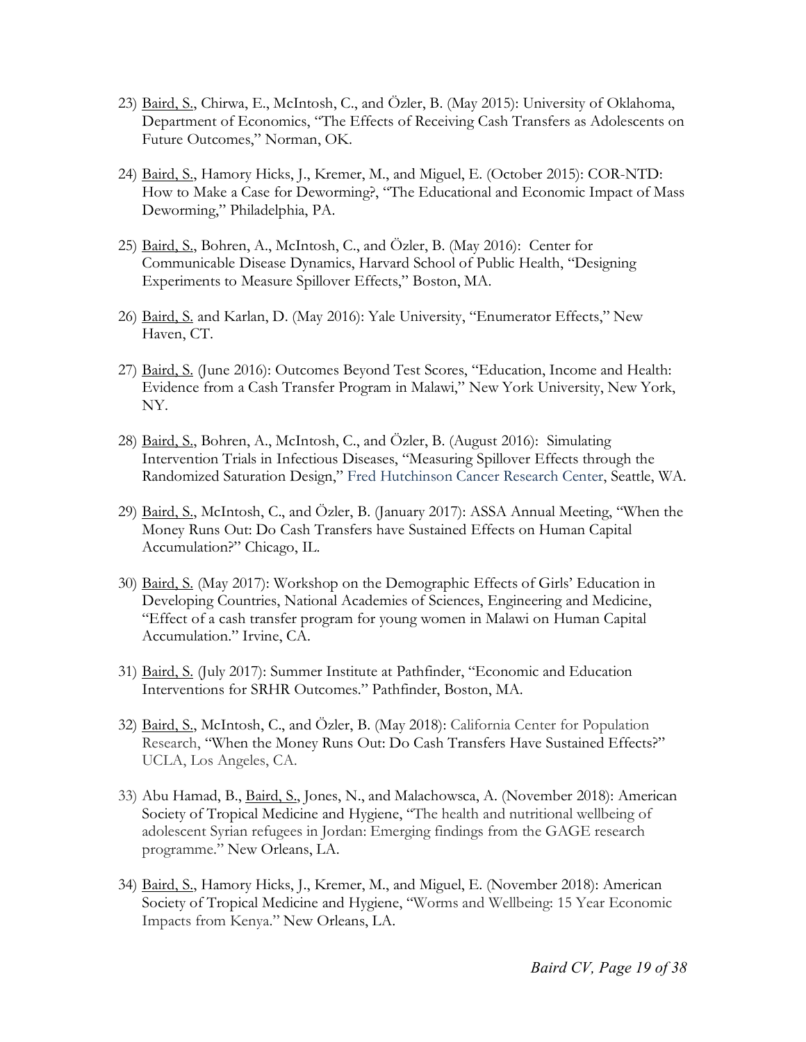23) Baird, S., Chirwa, E., McIntosh, C., and Özler, B. (May 2015): University of Oklahoma, Department of Economics, "The Effects of Receiving Cash Transfers as Adolescents on Future Outcomes," Norman, OK.

24) Baird, S., Hamory Hicks, J., Kremer, M., and Miguel, E. (October 2015): COR-NTD: How to Make a Case for Deworming?, "The Educational and Economic Impact of Mass Deworming," Philadelphia, PA.

25) Baird, S., Bohren, A., McIntosh, C., and Özler, B. (May 2016): Center for Communicable Disease Dynamics, Harvard School of Public Health, "Designing Experiments to Measure Spillover Effects," Boston, MA.

26) Baird, S. and Karlan, D. (May 2016): Yale University, "Enumerator Effects," New Haven, CT.

27) Baird, S. (June 2016): Outcomes Beyond Test Scores, "Education, Income and Health: Evidence from a Cash Transfer Program in Malawi," New York University, New York, NY.

28) Baird, S., Bohren, A., McIntosh, C., and Özler, B. (August 2016): Simulating Intervention Trials in Infectious Diseases, "Measuring Spillover Effects through the Randomized Saturation Design," Fred Hutchinson Cancer Research Center, Seattle, WA.

29) Baird, S., McIntosh, C., and Özler, B. (January 2017): ASSA Annual Meeting, "When the Money Runs Out: Do Cash Transfers have Sustained Effects on Human Capital Accumulation?" Chicago, IL.

30) Baird, S. (May 2017): Workshop on the Demographic Effects of Girls' Education in Developing Countries, National Academies of Sciences, Engineering and Medicine, "Effect of a cash transfer program for young women in Malawi on Human Capital Accumulation." Irvine, CA.

31) Baird, S. (July 2017): Summer Institute at Pathfinder, "Economic and Education Interventions for SRHR Outcomes." Pathfinder, Boston, MA.

32) Baird, S., McIntosh, C., and Özler, B. (May 2018): California Center for Population Research, "When the Money Runs Out: Do Cash Transfers Have Sustained Effects?" UCLA, Los Angeles, CA.

33) Abu Hamad, B., Baird, S., Jones, N., and Malachowsca, A. (November 2018): American Society of Tropical Medicine and Hygiene, "The health and nutritional wellbeing of adolescent Syrian refugees in Jordan: Emerging findings from the GAGE research programme." New Orleans, LA.

34) Baird, S., Hamory Hicks, J., Kremer, M., and Miguel, E. (November 2018): American Society of Tropical Medicine and Hygiene, "Worms and Wellbeing: 15 Year Economic Impacts from Kenya." New Orleans, LA.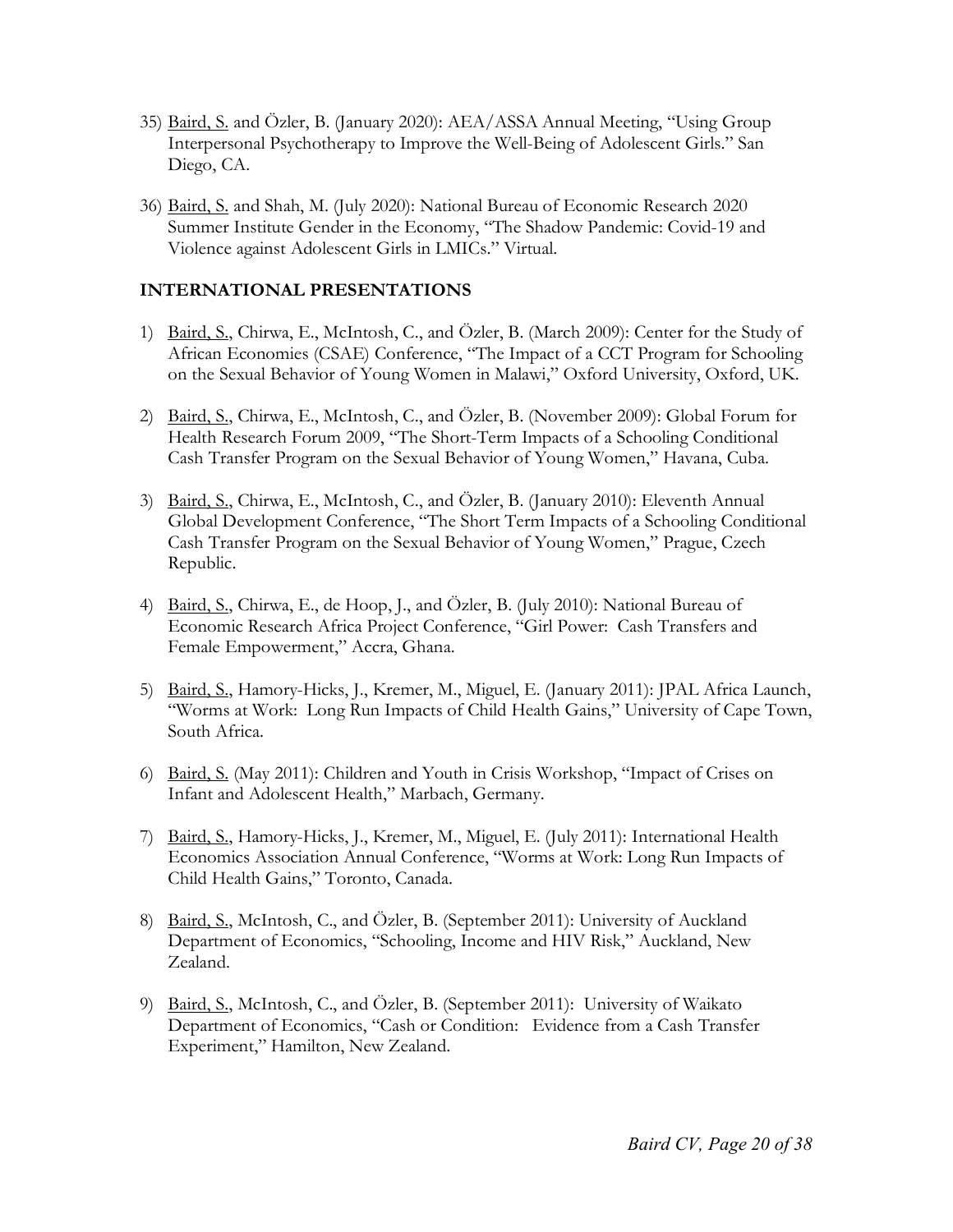35) Baird, S. and Özler, B. (January 2020): AEA/ASSA Annual Meeting, "Using Group Interpersonal Psychotherapy to Improve the Well-Being of Adolescent Girls." San Diego, CA.

36) Baird, S. and Shah, M. (July 2020): National Bureau of Economic Research 2020 Summer Institute Gender in the Economy, "The Shadow Pandemic: Covid-19 and Violence against Adolescent Girls in LMICs." Virtual.

## INTERNATIONAL PRESENTATIONS

1) Baird, S., Chirwa, E., McIntosh, C., and Özler, B. (March 2009): Center for the Study of African Economies (CSAE) Conference, "The Impact of a CCT Program for Schooling on the Sexual Behavior of Young Women in Malawi," Oxford University, Oxford, UK.

2) Baird, S., Chirwa, E., McIntosh, C., and Özler, B. (November 2009): Global Forum for Health Research Forum 2009, "The Short-Term Impacts of a Schooling Conditional Cash Transfer Program on the Sexual Behavior of Young Women," Havana, Cuba.

3) Baird, S., Chirwa, E., McIntosh, C., and Özler, B. (January 2010): Eleventh Annual Global Development Conference, "The Short Term Impacts of a Schooling Conditional Cash Transfer Program on the Sexual Behavior of Young Women," Prague, Czech Republic.

4) Baird, S., Chirwa, E., de Hoop, J., and Özler, B. (July 2010): National Bureau of Economic Research Africa Project Conference, "Girl Power: Cash Transfers and Female Empowerment," Accra, Ghana.

5) Baird, S., Hamory-Hicks, J., Kremer, M., Miguel, E. (January 2011): JPAL Africa Launch, "Worms at Work: Long Run Impacts of Child Health Gains," University of Cape Town, South Africa.

6) Baird, S. (May 2011): Children and Youth in Crisis Workshop, "Impact of Crises on Infant and Adolescent Health," Marbach, Germany.

7) Baird, S., Hamory-Hicks, J., Kremer, M., Miguel, E. (July 2011): International Health Economics Association Annual Conference, "Worms at Work: Long Run Impacts of Child Health Gains," Toronto, Canada.

8) Baird, S., McIntosh, C., and Özler, B. (September 2011): University of Auckland Department of Economics, "Schooling, Income and HIV Risk," Auckland, New Zealand.

9) Baird, S., McIntosh, C., and Özler, B. (September 2011): University of Waikato Department of Economics, "Cash or Condition: Evidence from a Cash Transfer Experiment," Hamilton, New Zealand.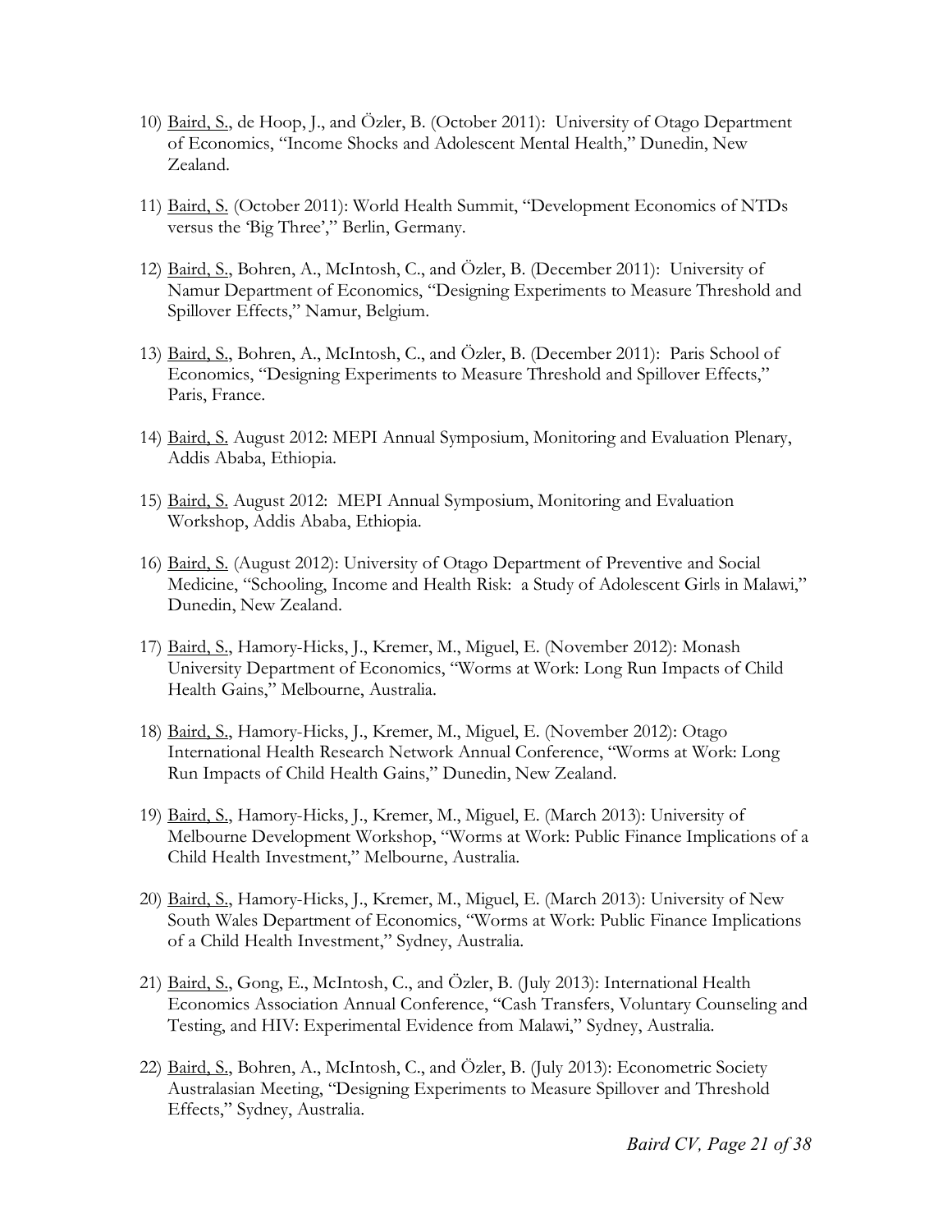10) <u>Baird, S.</u>, de Hoop, J., and Özler, B. (October 2011): University of Otago Department of Economics, "Income Shocks and Adolescent Mental Health," Dunedin, New Zealand.

11) <u>Baird, S.</u> (October 2011): World Health Summit, "Development Economics of NTDs versus the 'Big Three'," Berlin, Germany.

12) <u>Baird, S.</u>, Bohren, A., McIntosh, C., and Özler, B. (December 2011): University of Namur Department of Economics, "Designing Experiments to Measure Threshold and Spillover Effects," Namur, Belgium.

13) <u>Baird, S.</u>, Bohren, A., McIntosh, C., and Özler, B. (December 2011): Paris School of Economics, "Designing Experiments to Measure Threshold and Spillover Effects," Paris, France.

14) <u>Baird, S.</u> August 2012: MEPI Annual Symposium, Monitoring and Evaluation Plenary, Addis Ababa, Ethiopia.

15) <u>Baird, S.</u> August 2012: MEPI Annual Symposium, Monitoring and Evaluation Workshop, Addis Ababa, Ethiopia.

16) <u>Baird, S.</u> (August 2012): University of Otago Department of Preventive and Social Medicine, "Schooling, Income and Health Risk: a Study of Adolescent Girls in Malawi," Dunedin, New Zealand.

17) <u>Baird, S.</u>, Hamory-Hicks, J., Kremer, M., Miguel, E. (November 2012): Monash University Department of Economics, "Worms at Work: Long Run Impacts of Child Health Gains," Melbourne, Australia.

18) <u>Baird, S.</u>, Hamory-Hicks, J., Kremer, M., Miguel, E. (November 2012): Otago International Health Research Network Annual Conference, "Worms at Work: Long Run Impacts of Child Health Gains," Dunedin, New Zealand.

19) <u>Baird, S.</u>, Hamory-Hicks, J., Kremer, M., Miguel, E. (March 2013): University of Melbourne Development Workshop, "Worms at Work: Public Finance Implications of a Child Health Investment," Melbourne, Australia.

20) <u>Baird, S.</u>, Hamory-Hicks, J., Kremer, M., Miguel, E. (March 2013): University of New South Wales Department of Economics, "Worms at Work: Public Finance Implications of a Child Health Investment," Sydney, Australia.

21) <u>Baird, S.</u>, Gong, E., McIntosh, C., and Özler, B. (July 2013): International Health Economics Association Annual Conference, "Cash Transfers, Voluntary Counseling and Testing, and HIV: Experimental Evidence from Malawi," Sydney, Australia.

22) <u>Baird, S.</u>, Bohren, A., McIntosh, C., and Özler, B. (July 2013): Econometric Society Australasian Meeting, "Designing Experiments to Measure Spillover and Threshold Effects," Sydney, Australia.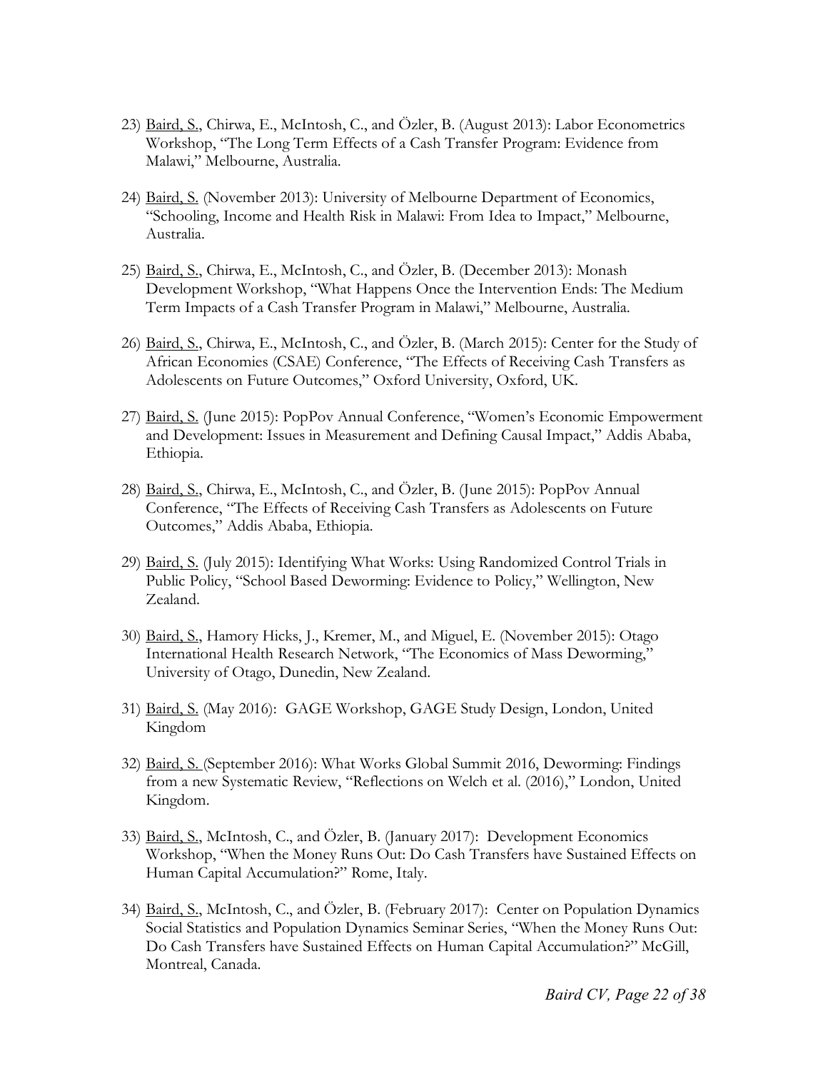23) Baird, S., Chirwa, E., McIntosh, C., and Özler, B. (August 2013): Labor Econometrics Workshop, "The Long Term Effects of a Cash Transfer Program: Evidence from Malawi," Melbourne, Australia.

24) Baird, S. (November 2013): University of Melbourne Department of Economics, "Schooling, Income and Health Risk in Malawi: From Idea to Impact," Melbourne, Australia.

25) Baird, S., Chirwa, E., McIntosh, C., and Özler, B. (December 2013): Monash Development Workshop, "What Happens Once the Intervention Ends: The Medium Term Impacts of a Cash Transfer Program in Malawi," Melbourne, Australia.

26) Baird, S., Chirwa, E., McIntosh, C., and Özler, B. (March 2015): Center for the Study of African Economies (CSAE) Conference, "The Effects of Receiving Cash Transfers as Adolescents on Future Outcomes," Oxford University, Oxford, UK.

27) Baird, S. (June 2015): PopPov Annual Conference, "Women's Economic Empowerment and Development: Issues in Measurement and Defining Causal Impact," Addis Ababa, Ethiopia.

28) Baird, S., Chirwa, E., McIntosh, C., and Özler, B. (June 2015): PopPov Annual Conference, "The Effects of Receiving Cash Transfers as Adolescents on Future Outcomes," Addis Ababa, Ethiopia.

29) Baird, S. (July 2015): Identifying What Works: Using Randomized Control Trials in Public Policy, "School Based Deworming: Evidence to Policy," Wellington, New Zealand.

30) Baird, S., Hamory Hicks, J., Kremer, M., and Miguel, E. (November 2015): Otago International Health Research Network, "The Economics of Mass Deworming," University of Otago, Dunedin, New Zealand.

31) Baird, S. (May 2016): GAGE Workshop, GAGE Study Design, London, United Kingdom

32) Baird, S. (September 2016): What Works Global Summit 2016, Deworming: Findings from a new Systematic Review, "Reflections on Welch et al. (2016)," London, United Kingdom.

33) Baird, S., McIntosh, C., and Özler, B. (January 2017): Development Economics Workshop, "When the Money Runs Out: Do Cash Transfers have Sustained Effects on Human Capital Accumulation?" Rome, Italy.

34) Baird, S., McIntosh, C., and Özler, B. (February 2017): Center on Population Dynamics Social Statistics and Population Dynamics Seminar Series, "When the Money Runs Out: Do Cash Transfers have Sustained Effects on Human Capital Accumulation?" McGill, Montreal, Canada.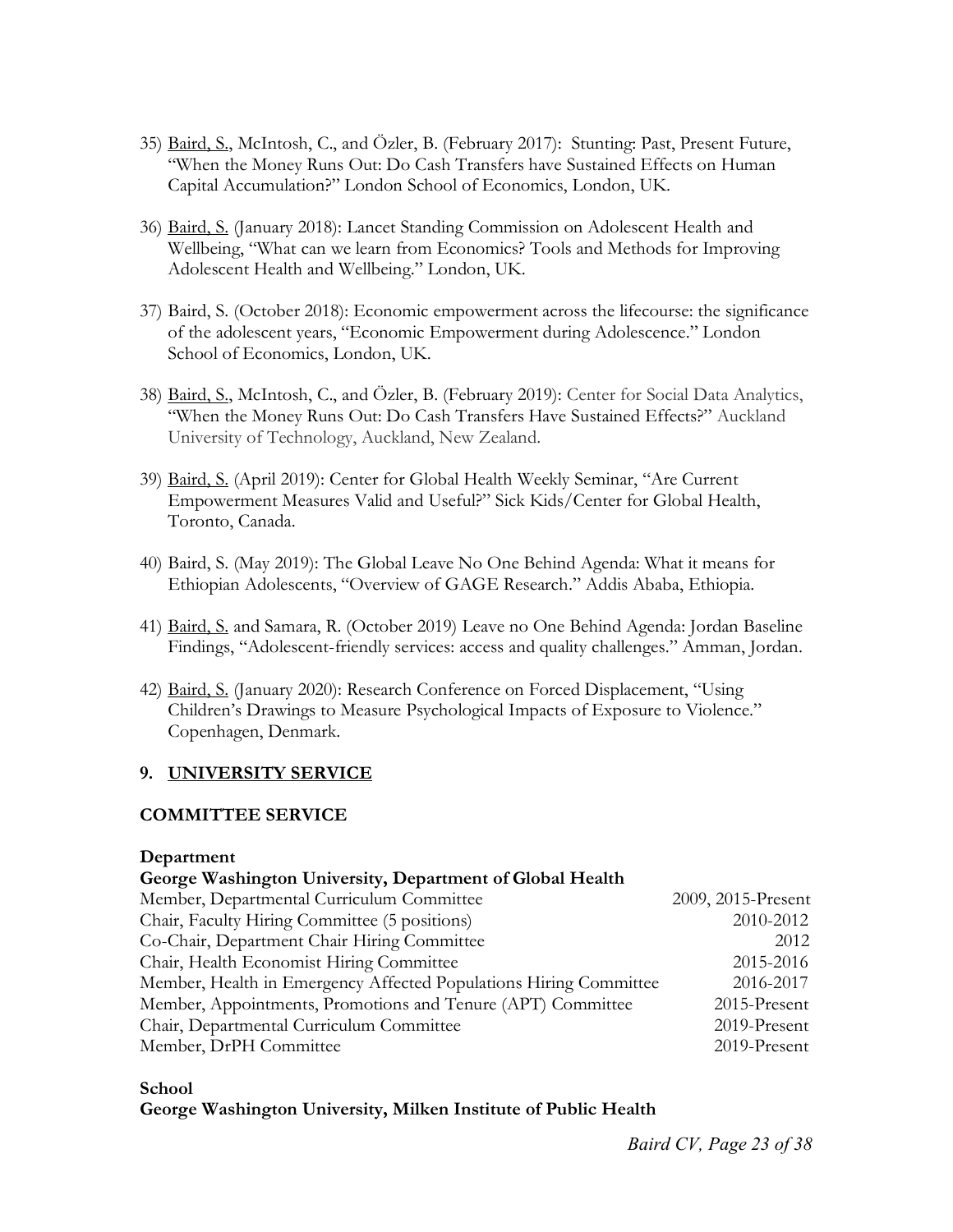35) <u>Baird, S.</u>, McIntosh, C., and Özler, B. (February 2017): Stunting: Past, Present Future, "When the Money Runs Out: Do Cash Transfers have Sustained Effects on Human Capital Accumulation?" London School of Economics, London, UK.

36) <u>Baird, S.</u> (January 2018): Lancet Standing Commission on Adolescent Health and Wellbeing, "What can we learn from Economics? Tools and Methods for Improving Adolescent Health and Wellbeing." London, UK.

37) Baird, S. (October 2018): Economic empowerment across the lifecourse: the significance of the adolescent years, "Economic Empowerment during Adolescence." London School of Economics, London, UK.

38) <u>Baird, S.</u>, McIntosh, C., and Özler, B. (February 2019): Center for Social Data Analytics, "When the Money Runs Out: Do Cash Transfers Have Sustained Effects?" Auckland University of Technology, Auckland, New Zealand.

39) <u>Baird, S.</u> (April 2019): Center for Global Health Weekly Seminar, "Are Current Empowerment Measures Valid and Useful?" Sick Kids/Center for Global Health, Toronto, Canada.

40) Baird, S. (May 2019): The Global Leave No One Behind Agenda: What it means for Ethiopian Adolescents, "Overview of GAGE Research." Addis Ababa, Ethiopia.

41) <u>Baird, S.</u> and Samara, R. (October 2019) Leave no One Behind Agenda: Jordan Baseline Findings, "Adolescent-friendly services: access and quality challenges." Amman, Jordan.

42) <u>Baird, S.</u> (January 2020): Research Conference on Forced Displacement, "Using Children's Drawings to Measure Psychological Impacts of Exposure to Violence." Copenhagen, Denmark.

## 9. UNIVERSITY SERVICE

### COMMITTEE SERVICE

**Department**
**George Washington University, Department of Global Health**

| | |
|---|---|
| Member, Departmental Curriculum Committee | 2009, 2015-Present |
| Chair, Faculty Hiring Committee (5 positions) | 2010-2012 |
| Co-Chair, Department Chair Hiring Committee | 2012 |
| Chair, Health Economist Hiring Committee | 2015-2016 |
| Member, Health in Emergency Affected Populations Hiring Committee | 2016-2017 |
| Member, Appointments, Promotions and Tenure (APT) Committee | 2015-Present |
| Chair, Departmental Curriculum Committee | 2019-Present |
| Member, DrPH Committee | 2019-Present |

**School**
**George Washington University, Milken Institute of Public Health**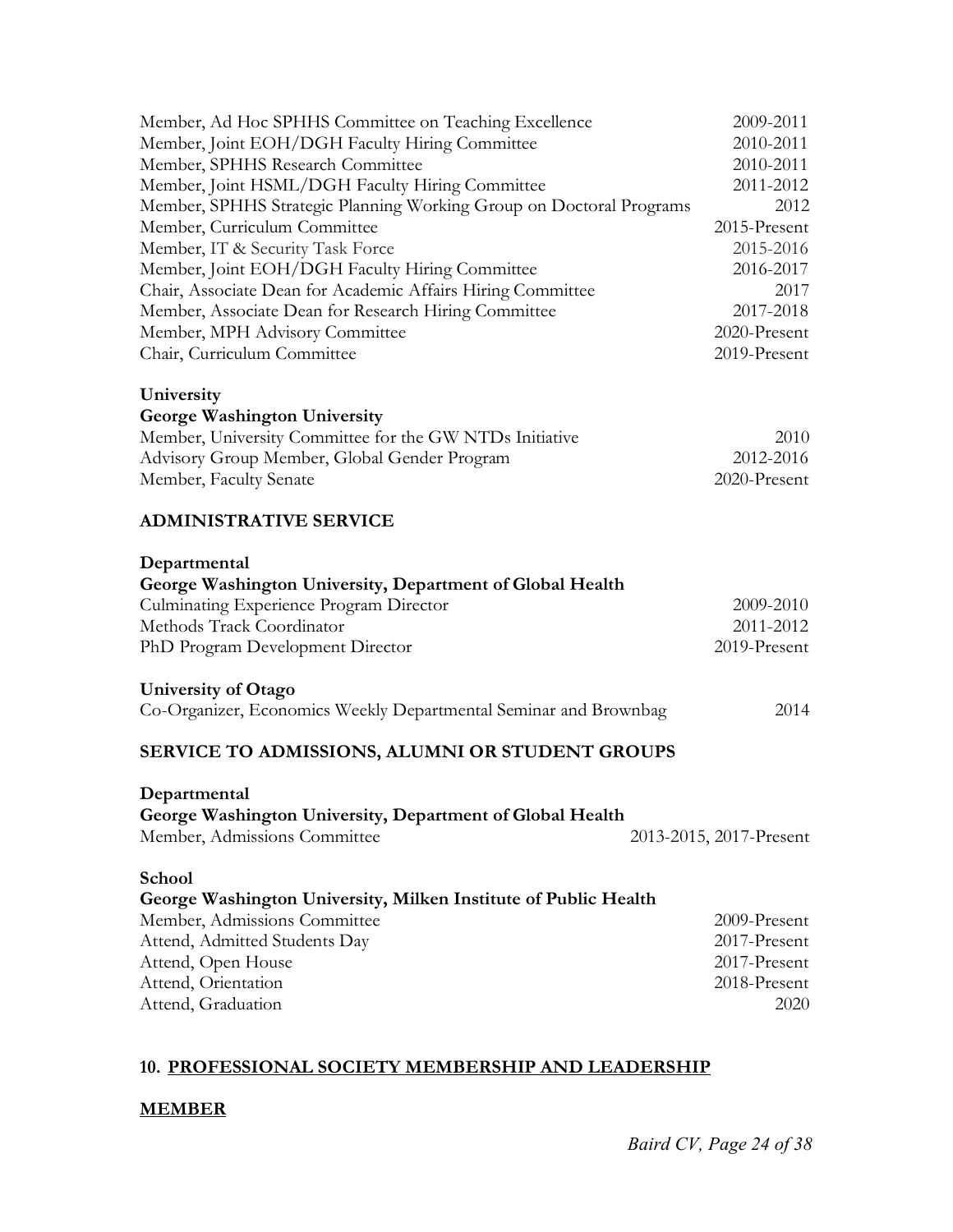Member, Ad Hoc SPHHS Committee on Teaching Excellence 2009-2011
Member, Joint EOH/DGH Faculty Hiring Committee 2010-2011
Member, SPHHS Research Committee 2010-2011
Member, Joint HSML/DGH Faculty Hiring Committee 2011-2012
Member, SPHHS Strategic Planning Working Group on Doctoral Programs 2012
Member, Curriculum Committee 2015-Present
Member, IT & Security Task Force 2015-2016
Member, Joint EOH/DGH Faculty Hiring Committee 2016-2017
Chair, Associate Dean for Academic Affairs Hiring Committee 2017
Member, Associate Dean for Research Hiring Committee 2017-2018
Member, MPH Advisory Committee 2020-Present
Chair, Curriculum Committee 2019-Present

**University**
**George Washington University**
Member, University Committee for the GW NTDs Initiative 2010
Advisory Group Member, Global Gender Program 2012-2016
Member, Faculty Senate 2020-Present

**ADMINISTRATIVE SERVICE**

**Departmental**
**George Washington University, Department of Global Health**
Culminating Experience Program Director 2009-2010
Methods Track Coordinator 2011-2012
PhD Program Development Director 2019-Present

**University of Otago**
Co-Organizer, Economics Weekly Departmental Seminar and Brownbag 2014

**SERVICE TO ADMISSIONS, ALUMNI OR STUDENT GROUPS**

**Departmental**
**George Washington University, Department of Global Health**
Member, Admissions Committee 2013-2015, 2017-Present

**School**
**George Washington University, Milken Institute of Public Health**
Member, Admissions Committee 2009-Present
Attend, Admitted Students Day 2017-Present
Attend, Open House 2017-Present
Attend, Orientation 2018-Present
Attend, Graduation 2020

## 10. PROFESSIONAL SOCIETY MEMBERSHIP AND LEADERSHIP

**MEMBER**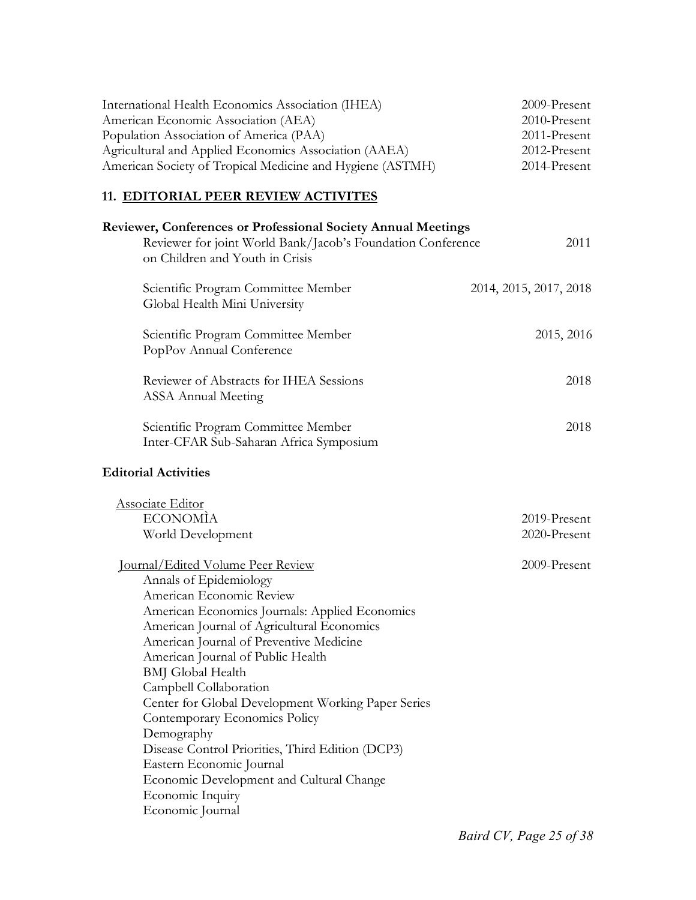International Health Economics Association (IHEA) 2009-Present
American Economic Association (AEA) 2010-Present
Population Association of America (PAA) 2011-Present
Agricultural and Applied Economics Association (AAEA) 2012-Present
American Society of Tropical Medicine and Hygiene (ASTMH) 2014-Present

## 11. EDITORIAL PEER REVIEW ACTIVITES

### Reviewer, Conferences or Professional Society Annual Meetings

Reviewer for joint World Bank/Jacob's Foundation Conference on Children and Youth in Crisis — 2011

Scientific Program Committee Member, Global Health Mini University — 2014, 2015, 2017, 2018

Scientific Program Committee Member, PopPov Annual Conference — 2015, 2016

Reviewer of Abstracts for IHEA Sessions, ASSA Annual Meeting — 2018

Scientific Program Committee Member, Inter-CFAR Sub-Saharan Africa Symposium — 2018

### Editorial Activities

Associate Editor
- ECONOMÌA — 2019-Present
- World Development — 2020-Present

Journal/Edited Volume Peer Review — 2009-Present
- Annals of Epidemiology
- American Economic Review
- American Economics Journals: Applied Economics
- American Journal of Agricultural Economics
- American Journal of Preventive Medicine
- American Journal of Public Health
- BMJ Global Health
- Campbell Collaboration
- Center for Global Development Working Paper Series
- Contemporary Economics Policy
- Demography
- Disease Control Priorities, Third Edition (DCP3)
- Eastern Economic Journal
- Economic Development and Cultural Change
- Economic Inquiry
- Economic Journal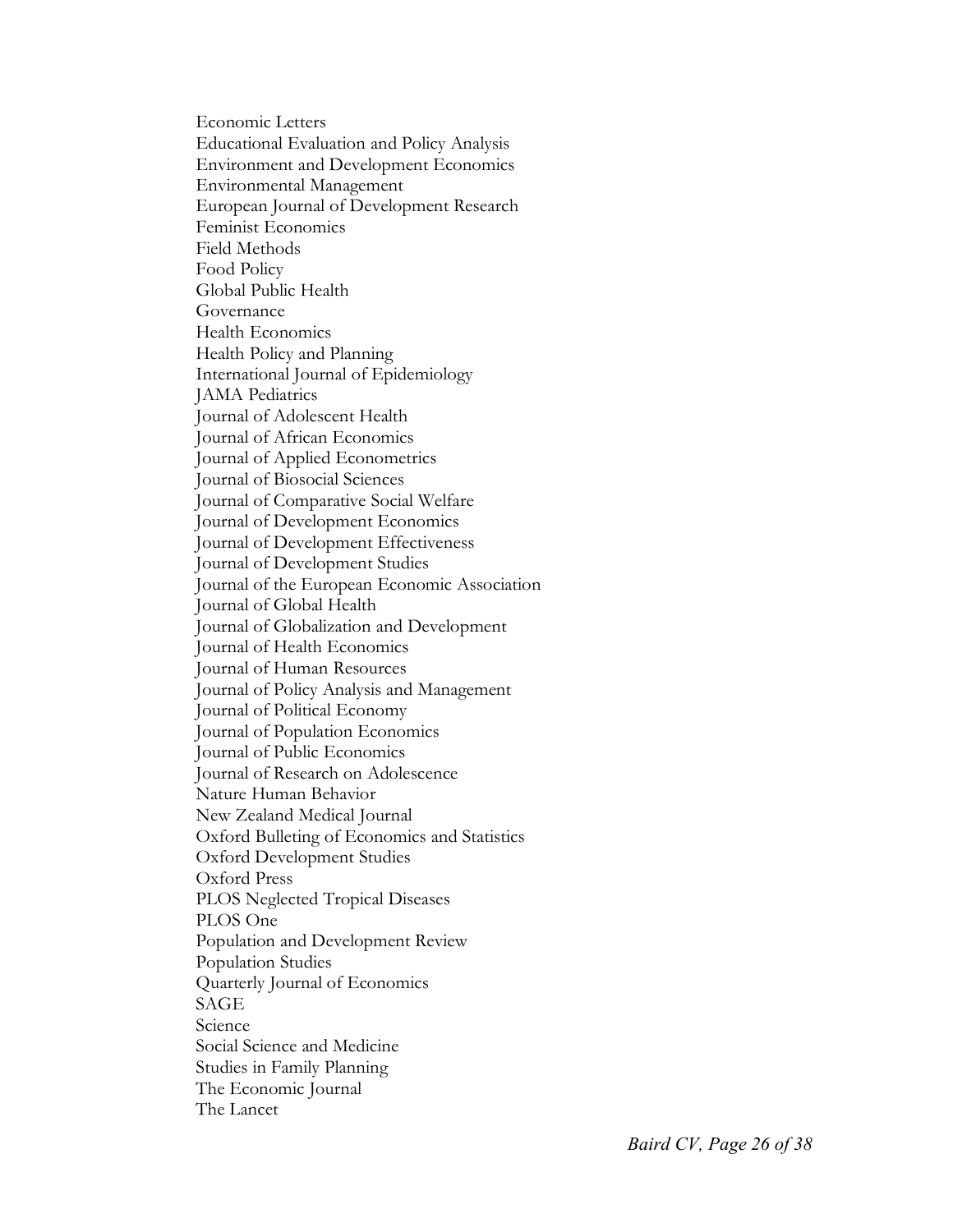Economic Letters
Educational Evaluation and Policy Analysis
Environment and Development Economics
Environmental Management
European Journal of Development Research
Feminist Economics
Field Methods
Food Policy
Global Public Health
Governance
Health Economics
Health Policy and Planning
International Journal of Epidemiology
JAMA Pediatrics
Journal of Adolescent Health
Journal of African Economics
Journal of Applied Econometrics
Journal of Biosocial Sciences
Journal of Comparative Social Welfare
Journal of Development Economics
Journal of Development Effectiveness
Journal of Development Studies
Journal of the European Economic Association
Journal of Global Health
Journal of Globalization and Development
Journal of Health Economics
Journal of Human Resources
Journal of Policy Analysis and Management
Journal of Political Economy
Journal of Population Economics
Journal of Public Economics
Journal of Research on Adolescence
Nature Human Behavior
New Zealand Medical Journal
Oxford Bulleting of Economics and Statistics
Oxford Development Studies
Oxford Press
PLOS Neglected Tropical Diseases
PLOS One
Population and Development Review
Population Studies
Quarterly Journal of Economics
SAGE
Science
Social Science and Medicine
Studies in Family Planning
The Economic Journal
The Lancet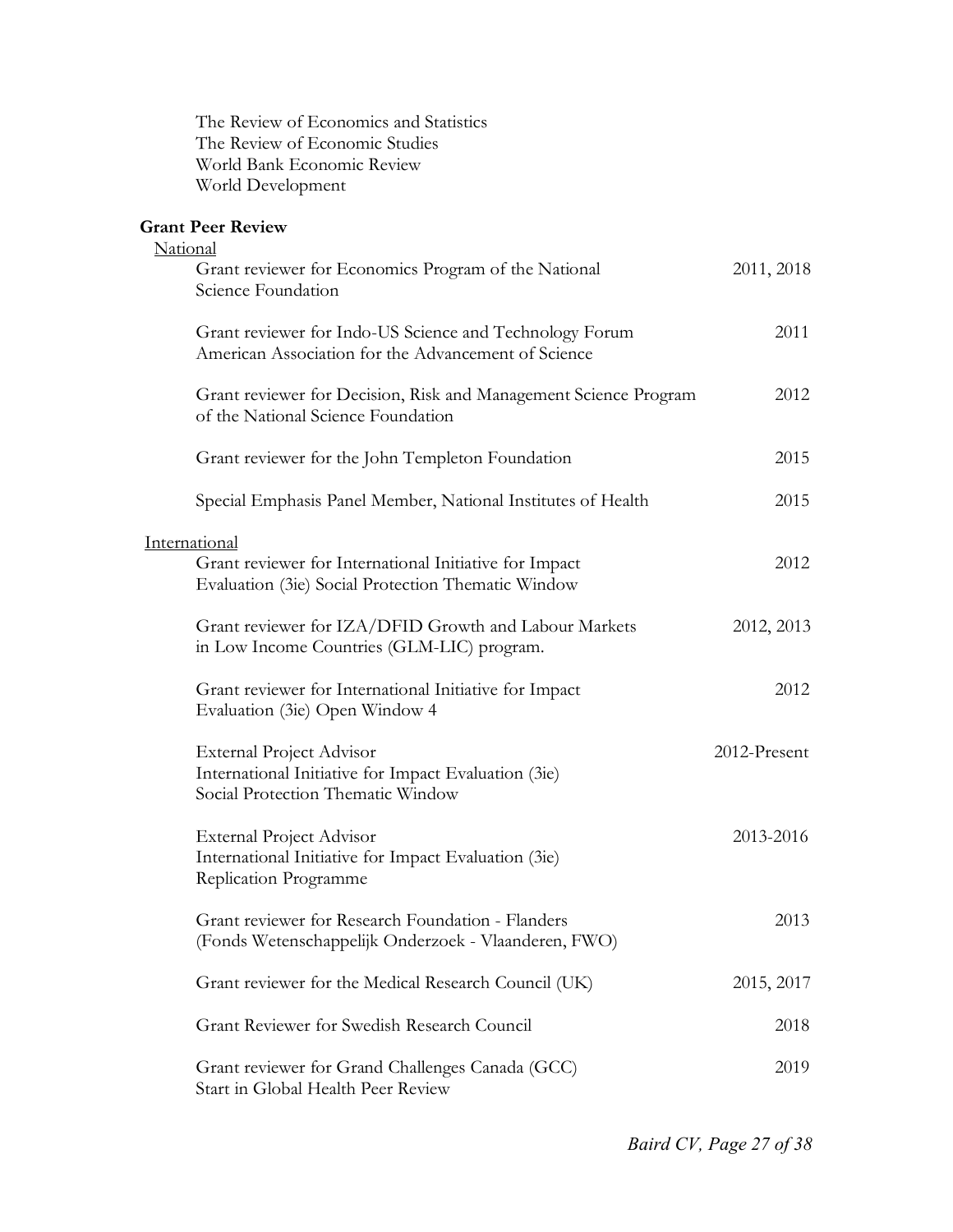The Review of Economics and Statistics
The Review of Economic Studies
World Bank Economic Review
World Development

### Grant Peer Review

National

| | |
|---|---|
| Grant reviewer for Economics Program of the National Science Foundation | 2011, 2018 |
| Grant reviewer for Indo-US Science and Technology Forum American Association for the Advancement of Science | 2011 |
| Grant reviewer for Decision, Risk and Management Science Program of the National Science Foundation | 2012 |
| Grant reviewer for the John Templeton Foundation | 2015 |
| Special Emphasis Panel Member, National Institutes of Health | 2015 |

International

| | |
|---|---|
| Grant reviewer for International Initiative for Impact Evaluation (3ie) Social Protection Thematic Window | 2012 |
| Grant reviewer for IZA/DFID Growth and Labour Markets in Low Income Countries (GLM-LIC) program. | 2012, 2013 |
| Grant reviewer for International Initiative for Impact Evaluation (3ie) Open Window 4 | 2012 |
| External Project Advisor International Initiative for Impact Evaluation (3ie) Social Protection Thematic Window | 2012-Present |
| External Project Advisor International Initiative for Impact Evaluation (3ie) Replication Programme | 2013-2016 |
| Grant reviewer for Research Foundation - Flanders (Fonds Wetenschappelijk Onderzoek - Vlaanderen, FWO) | 2013 |
| Grant reviewer for the Medical Research Council (UK) | 2015, 2017 |
| Grant Reviewer for Swedish Research Council | 2018 |
| Grant reviewer for Grand Challenges Canada (GCC) Start in Global Health Peer Review | 2019 |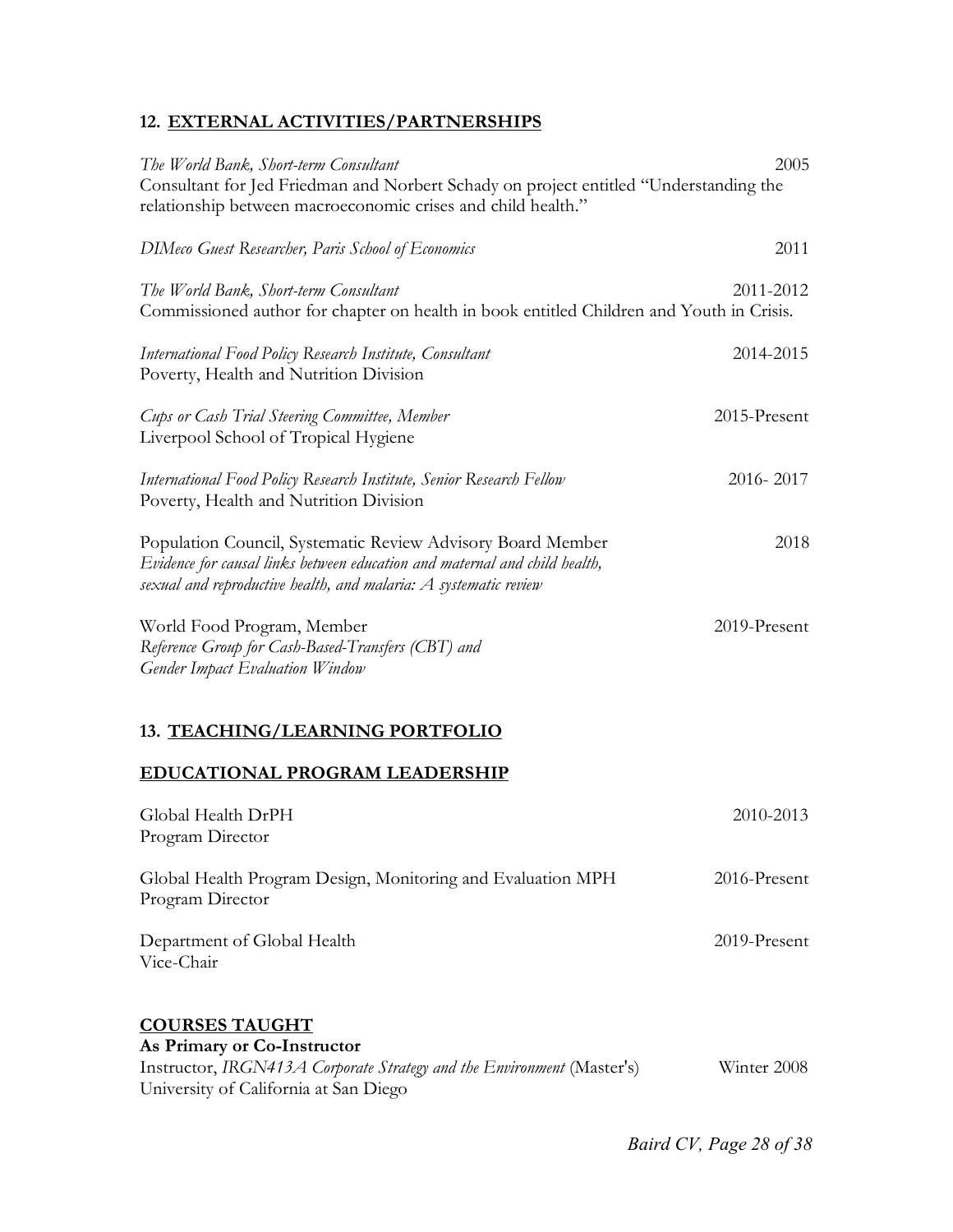## 12. EXTERNAL ACTIVITIES/PARTNERSHIPS

*The World Bank, Short-term Consultant* 2005
Consultant for Jed Friedman and Norbert Schady on project entitled "Understanding the relationship between macroeconomic crises and child health."

*DIMeco Guest Researcher, Paris School of Economics* 2011

*The World Bank, Short-term Consultant* 2011-2012
Commissioned author for chapter on health in book entitled Children and Youth in Crisis.

*International Food Policy Research Institute, Consultant* 2014-2015
Poverty, Health and Nutrition Division

*Cups or Cash Trial Steering Committee, Member* 2015-Present
Liverpool School of Tropical Hygiene

*International Food Policy Research Institute, Senior Research Fellow* 2016- 2017
Poverty, Health and Nutrition Division

Population Council, Systematic Review Advisory Board Member 2018
*Evidence for causal links between education and maternal and child health, sexual and reproductive health, and malaria: A systematic review*

World Food Program, Member 2019-Present
*Reference Group for Cash-Based-Transfers (CBT) and Gender Impact Evaluation Window*

## 13. TEACHING/LEARNING PORTFOLIO

### EDUCATIONAL PROGRAM LEADERSHIP

Global Health DrPH 2010-2013
Program Director

Global Health Program Design, Monitoring and Evaluation MPH 2016-Present
Program Director

Department of Global Health 2019-Present
Vice-Chair

### COURSES TAUGHT

**As Primary or Co-Instructor**

Instructor, *IRGN413A Corporate Strategy and the Environment* (Master's) Winter 2008
University of California at San Diego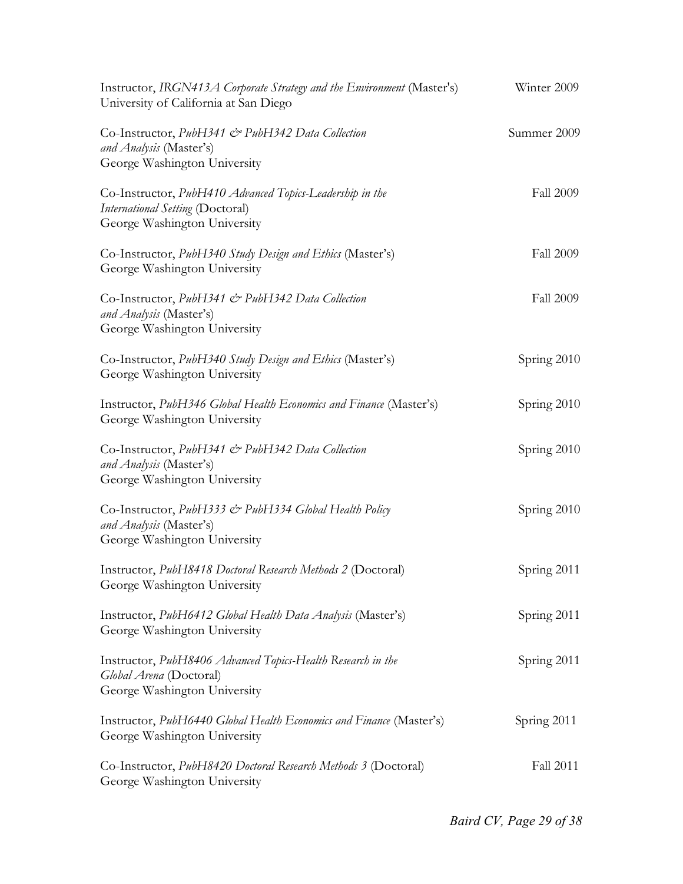Instructor, *IRGN413A Corporate Strategy and the Environment* (Master's) Winter 2009
University of California at San Diego

Co-Instructor, *PubH341 & PubH342 Data Collection and Analysis* (Master's) Summer 2009
George Washington University

Co-Instructor, *PubH410 Advanced Topics-Leadership in the International Setting* (Doctoral) Fall 2009
George Washington University

Co-Instructor, *PubH340 Study Design and Ethics* (Master's) Fall 2009
George Washington University

Co-Instructor, *PubH341 & PubH342 Data Collection and Analysis* (Master's) Fall 2009
George Washington University

Co-Instructor, *PubH340 Study Design and Ethics* (Master's) Spring 2010
George Washington University

Instructor, *PubH346 Global Health Economics and Finance* (Master's) Spring 2010
George Washington University

Co-Instructor, *PubH341 & PubH342 Data Collection and Analysis* (Master's) Spring 2010
George Washington University

Co-Instructor, *PubH333 & PubH334 Global Health Policy and Analysis* (Master's) Spring 2010
George Washington University

Instructor, *PubH8418 Doctoral Research Methods 2* (Doctoral) Spring 2011
George Washington University

Instructor, *PubH6412 Global Health Data Analysis* (Master's) Spring 2011
George Washington University

Instructor, *PubH8406 Advanced Topics-Health Research in the Global Arena* (Doctoral) Spring 2011
George Washington University

Instructor, *PubH6440 Global Health Economics and Finance* (Master's) Spring 2011
George Washington University

Co-Instructor, *PubH8420 Doctoral Research Methods 3* (Doctoral) Fall 2011
George Washington University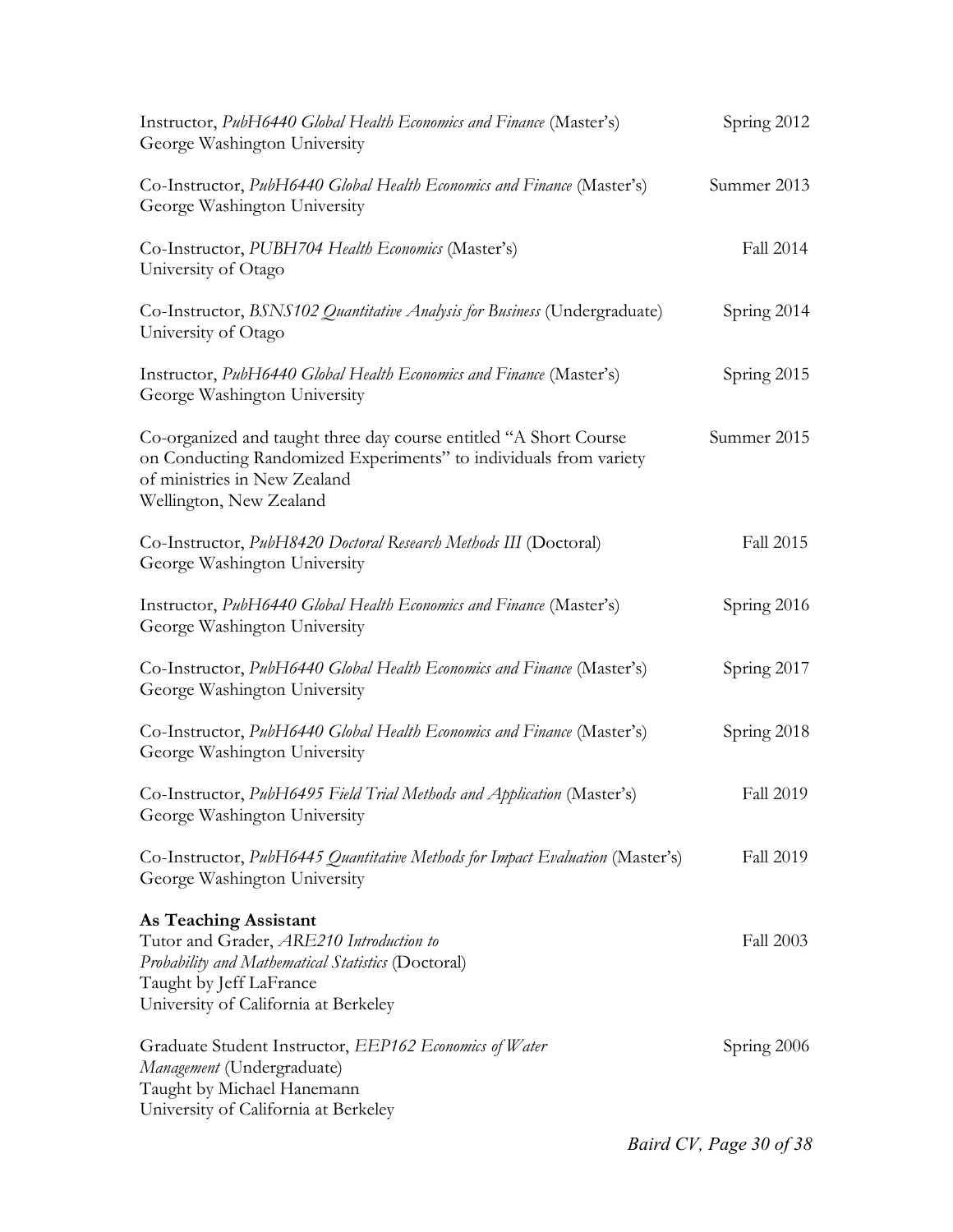Instructor, *PubH6440 Global Health Economics and Finance* (Master's) — Spring 2012
George Washington University

Co-Instructor, *PubH6440 Global Health Economics and Finance* (Master's) — Summer 2013
George Washington University

Co-Instructor, *PUBH704 Health Economics* (Master's) — Fall 2014
University of Otago

Co-Instructor, *BSNS102 Quantitative Analysis for Business* (Undergraduate) — Spring 2014
University of Otago

Instructor, *PubH6440 Global Health Economics and Finance* (Master's) — Spring 2015
George Washington University

Co-organized and taught three day course entitled "A Short Course on Conducting Randomized Experiments" to individuals from variety of ministries in New Zealand — Summer 2015
Wellington, New Zealand

Co-Instructor, *PubH8420 Doctoral Research Methods III* (Doctoral) — Fall 2015
George Washington University

Instructor, *PubH6440 Global Health Economics and Finance* (Master's) — Spring 2016
George Washington University

Co-Instructor, *PubH6440 Global Health Economics and Finance* (Master's) — Spring 2017
George Washington University

Co-Instructor, *PubH6440 Global Health Economics and Finance* (Master's) — Spring 2018
George Washington University

Co-Instructor, *PubH6495 Field Trial Methods and Application* (Master's) — Fall 2019
George Washington University

Co-Instructor, *PubH6445 Quantitative Methods for Impact Evaluation* (Master's) — Fall 2019
George Washington University

**As Teaching Assistant**

Tutor and Grader, *ARE210 Introduction to Probability and Mathematical Statistics* (Doctoral) — Fall 2003
Taught by Jeff LaFrance
University of California at Berkeley

Graduate Student Instructor, *EEP162 Economics of Water Management* (Undergraduate) — Spring 2006
Taught by Michael Hanemann
University of California at Berkeley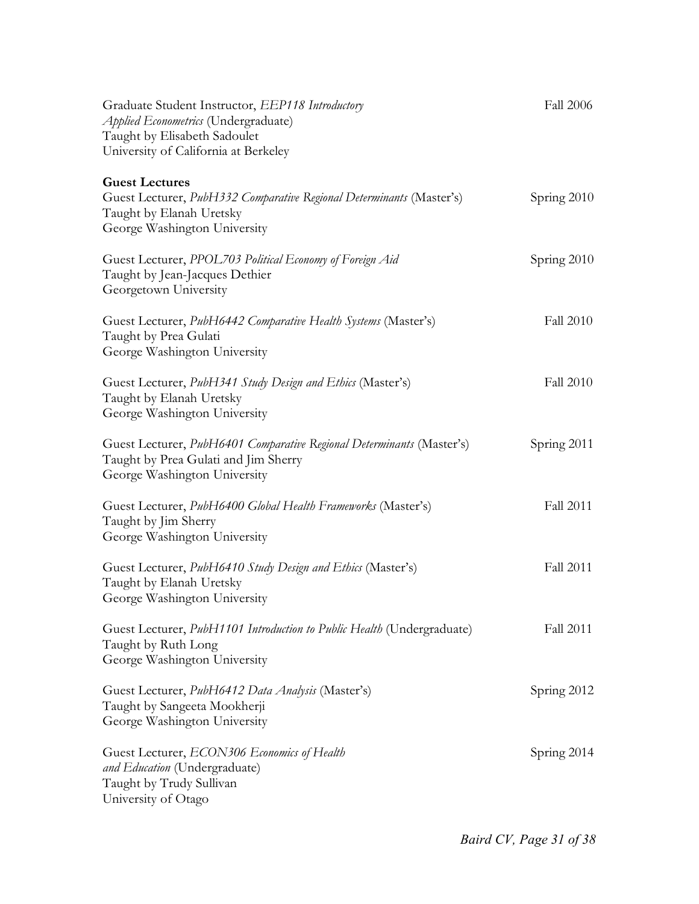Graduate Student Instructor, *EEP118 Introductory Applied Econometrics* (Undergraduate) — Fall 2006
Taught by Elisabeth Sadoulet
University of California at Berkeley

**Guest Lectures**

Guest Lecturer, *PubH332 Comparative Regional Determinants* (Master's) — Spring 2010
Taught by Elanah Uretsky
George Washington University

Guest Lecturer, *PPOL703 Political Economy of Foreign Aid* — Spring 2010
Taught by Jean-Jacques Dethier
Georgetown University

Guest Lecturer, *PubH6442 Comparative Health Systems* (Master's) — Fall 2010
Taught by Prea Gulati
George Washington University

Guest Lecturer, *PubH341 Study Design and Ethics* (Master's) — Fall 2010
Taught by Elanah Uretsky
George Washington University

Guest Lecturer, *PubH6401 Comparative Regional Determinants* (Master's) — Spring 2011
Taught by Prea Gulati and Jim Sherry
George Washington University

Guest Lecturer, *PubH6400 Global Health Frameworks* (Master's) — Fall 2011
Taught by Jim Sherry
George Washington University

Guest Lecturer, *PubH6410 Study Design and Ethics* (Master's) — Fall 2011
Taught by Elanah Uretsky
George Washington University

Guest Lecturer, *PubH1101 Introduction to Public Health* (Undergraduate) — Fall 2011
Taught by Ruth Long
George Washington University

Guest Lecturer, *PubH6412 Data Analysis* (Master's) — Spring 2012
Taught by Sangeeta Mookherji
George Washington University

Guest Lecturer, *ECON306 Economics of Health and Education* (Undergraduate) — Spring 2014
Taught by Trudy Sullivan
University of Otago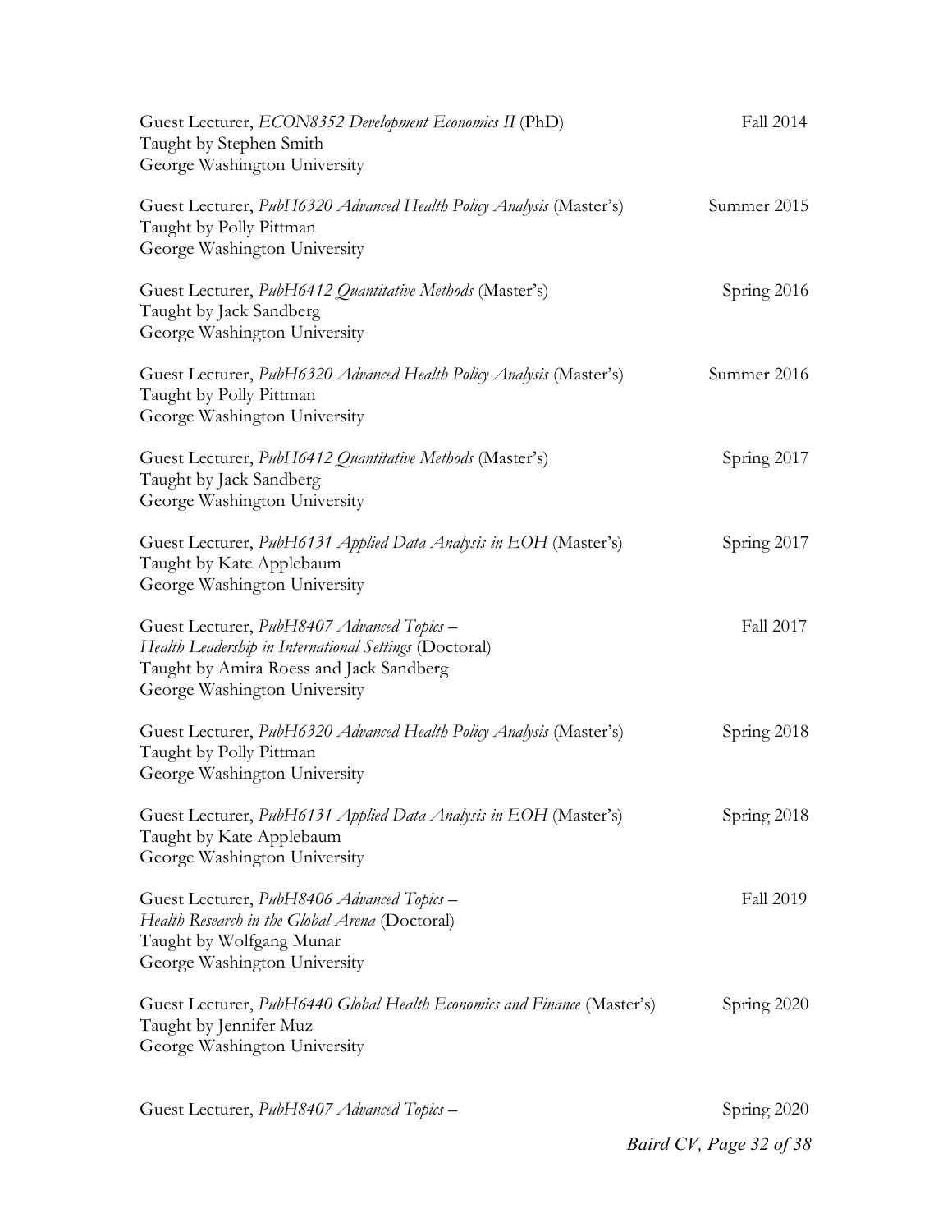Guest Lecturer, *ECON8352 Development Economics II* (PhD) Fall 2014
Taught by Stephen Smith
George Washington University

Guest Lecturer, *PubH6320 Advanced Health Policy Analysis* (Master's) Summer 2015
Taught by Polly Pittman
George Washington University

Guest Lecturer, *PubH6412 Quantitative Methods* (Master's) Spring 2016
Taught by Jack Sandberg
George Washington University

Guest Lecturer, *PubH6320 Advanced Health Policy Analysis* (Master's) Summer 2016
Taught by Polly Pittman
George Washington University

Guest Lecturer, *PubH6412 Quantitative Methods* (Master's) Spring 2017
Taught by Jack Sandberg
George Washington University

Guest Lecturer, *PubH6131 Applied Data Analysis in EOH* (Master's) Spring 2017
Taught by Kate Applebaum
George Washington University

Guest Lecturer, *PubH8407 Advanced Topics – Health Leadership in International Settings* (Doctoral) Fall 2017
Taught by Amira Roess and Jack Sandberg
George Washington University

Guest Lecturer, *PubH6320 Advanced Health Policy Analysis* (Master's) Spring 2018
Taught by Polly Pittman
George Washington University

Guest Lecturer, *PubH6131 Applied Data Analysis in EOH* (Master's) Spring 2018
Taught by Kate Applebaum
George Washington University

Guest Lecturer, *PubH8406 Advanced Topics – Health Research in the Global Arena* (Doctoral) Fall 2019
Taught by Wolfgang Munar
George Washington University

Guest Lecturer, *PubH6440 Global Health Economics and Finance* (Master's) Spring 2020
Taught by Jennifer Muz
George Washington University

Guest Lecturer, *PubH8407 Advanced Topics –* Spring 2020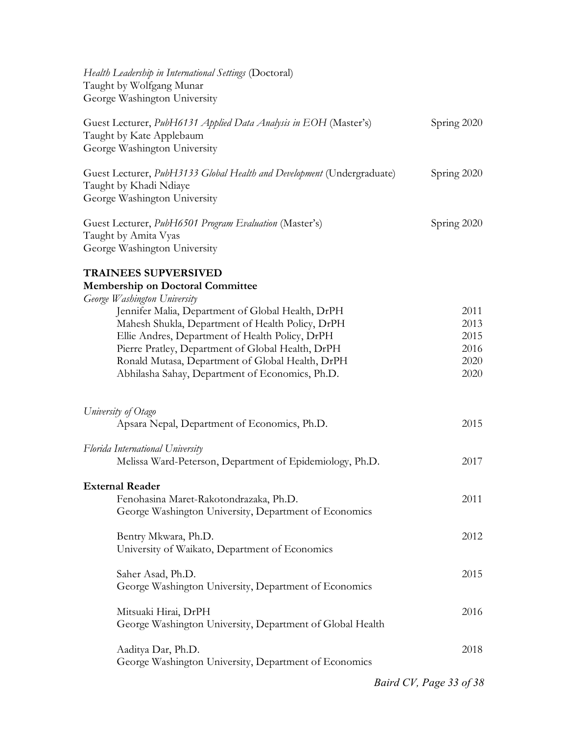*Health Leadership in International Settings* (Doctoral)
Taught by Wolfgang Munar
George Washington University

Guest Lecturer, *PubH6131 Applied Data Analysis in EOH* (Master's) — Spring 2020
Taught by Kate Applebaum
George Washington University

Guest Lecturer, *PubH3133 Global Health and Development* (Undergraduate) — Spring 2020
Taught by Khadi Ndiaye
George Washington University

Guest Lecturer, *PubH6501 Program Evaluation* (Master's) — Spring 2020
Taught by Amita Vyas
George Washington University

## TRAINEES SUPVERSIVED

### Membership on Doctoral Committee

*George Washington University*

- Jennifer Malia, Department of Global Health, DrPH — 2011
- Mahesh Shukla, Department of Health Policy, DrPH — 2013
- Ellie Andres, Department of Health Policy, DrPH — 2015
- Pierre Pratley, Department of Global Health, DrPH — 2016
- Ronald Mutasa, Department of Global Health, DrPH — 2020
- Abhilasha Sahay, Department of Economics, Ph.D. — 2020

*University of Otago*

- Apsara Nepal, Department of Economics, Ph.D. — 2015

*Florida International University*

- Melissa Ward-Peterson, Department of Epidemiology, Ph.D. — 2017

### External Reader

Fenohasina Maret-Rakotondrazaka, Ph.D. — 2011
George Washington University, Department of Economics

Bentry Mkwara, Ph.D. — 2012
University of Waikato, Department of Economics

Saher Asad, Ph.D. — 2015
George Washington University, Department of Economics

Mitsuaki Hirai, DrPH — 2016
George Washington University, Department of Global Health

Aaditya Dar, Ph.D. — 2018
George Washington University, Department of Economics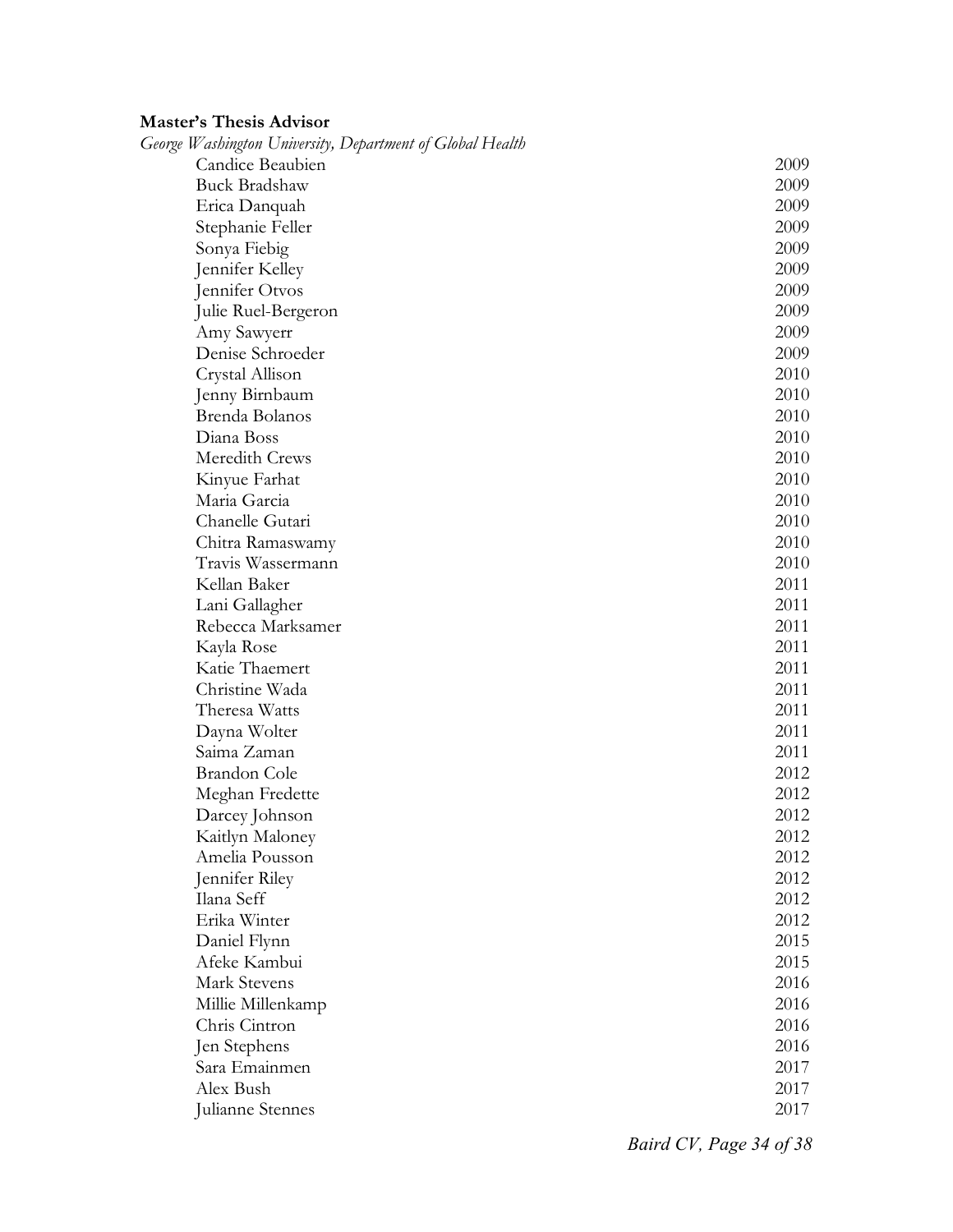**Master's Thesis Advisor**

*George Washington University, Department of Global Health*

| | |
|---|---|
| Candice Beaubien | 2009 |
| Buck Bradshaw | 2009 |
| Erica Danquah | 2009 |
| Stephanie Feller | 2009 |
| Sonya Fiebig | 2009 |
| Jennifer Kelley | 2009 |
| Jennifer Otvos | 2009 |
| Julie Ruel-Bergeron | 2009 |
| Amy Sawyerr | 2009 |
| Denise Schroeder | 2009 |
| Crystal Allison | 2010 |
| Jenny Birnbaum | 2010 |
| Brenda Bolanos | 2010 |
| Diana Boss | 2010 |
| Meredith Crews | 2010 |
| Kinyue Farhat | 2010 |
| Maria Garcia | 2010 |
| Chanelle Gutari | 2010 |
| Chitra Ramaswamy | 2010 |
| Travis Wassermann | 2010 |
| Kellan Baker | 2011 |
| Lani Gallagher | 2011 |
| Rebecca Marksamer | 2011 |
| Kayla Rose | 2011 |
| Katie Thaemert | 2011 |
| Christine Wada | 2011 |
| Theresa Watts | 2011 |
| Dayna Wolter | 2011 |
| Saima Zaman | 2011 |
| Brandon Cole | 2012 |
| Meghan Fredette | 2012 |
| Darcey Johnson | 2012 |
| Kaitlyn Maloney | 2012 |
| Amelia Pousson | 2012 |
| Jennifer Riley | 2012 |
| Ilana Seff | 2012 |
| Erika Winter | 2012 |
| Daniel Flynn | 2015 |
| Afeke Kambui | 2015 |
| Mark Stevens | 2016 |
| Millie Millenkamp | 2016 |
| Chris Cintron | 2016 |
| Jen Stephens | 2016 |
| Sara Emainmen | 2017 |
| Alex Bush | 2017 |
| Julianne Stennes | 2017 |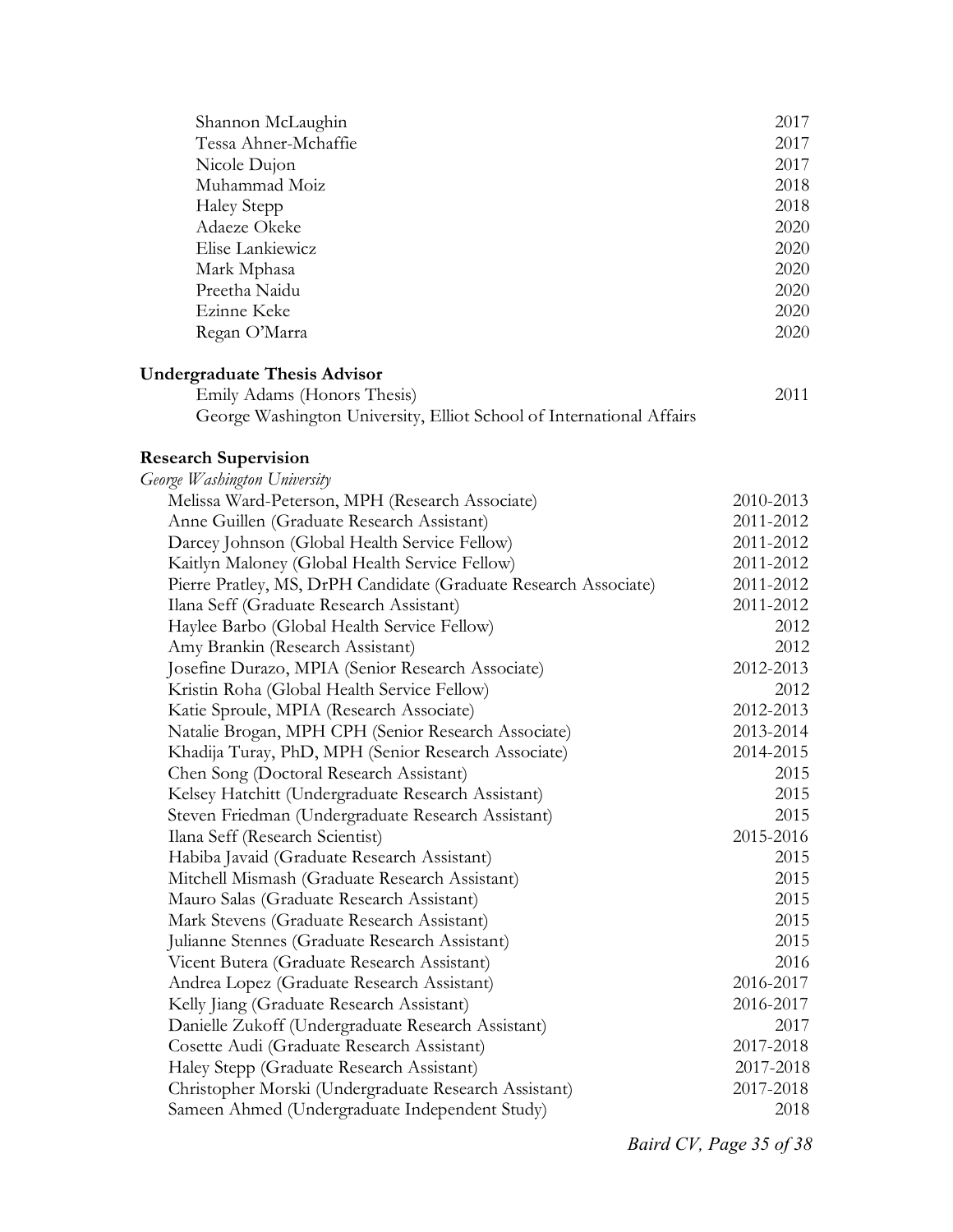| | |
|---|---|
| Shannon McLaughin | 2017 |
| Tessa Ahner-Mchaffie | 2017 |
| Nicole Dujon | 2017 |
| Muhammad Moiz | 2018 |
| Haley Stepp | 2018 |
| Adaeze Okeke | 2020 |
| Elise Lankiewicz | 2020 |
| Mark Mphasa | 2020 |
| Preetha Naidu | 2020 |
| Ezinne Keke | 2020 |
| Regan O'Marra | 2020 |

**Undergraduate Thesis Advisor**

| | |
|---|---|
| Emily Adams (Honors Thesis) | 2011 |
| George Washington University, Elliot School of International Affairs | |

**Research Supervision**

*George Washington University*

| | |
|---|---|
| Melissa Ward-Peterson, MPH (Research Associate) | 2010-2013 |
| Anne Guillen (Graduate Research Assistant) | 2011-2012 |
| Darcey Johnson (Global Health Service Fellow) | 2011-2012 |
| Kaitlyn Maloney (Global Health Service Fellow) | 2011-2012 |
| Pierre Pratley, MS, DrPH Candidate (Graduate Research Associate) | 2011-2012 |
| Ilana Seff (Graduate Research Assistant) | 2011-2012 |
| Haylee Barbo (Global Health Service Fellow) | 2012 |
| Amy Brankin (Research Assistant) | 2012 |
| Josefine Durazo, MPIA (Senior Research Associate) | 2012-2013 |
| Kristin Roha (Global Health Service Fellow) | 2012 |
| Katie Sproule, MPIA (Research Associate) | 2012-2013 |
| Natalie Brogan, MPH CPH (Senior Research Associate) | 2013-2014 |
| Khadija Turay, PhD, MPH (Senior Research Associate) | 2014-2015 |
| Chen Song (Doctoral Research Assistant) | 2015 |
| Kelsey Hatchitt (Undergraduate Research Assistant) | 2015 |
| Steven Friedman (Undergraduate Research Assistant) | 2015 |
| Ilana Seff (Research Scientist) | 2015-2016 |
| Habiba Javaid (Graduate Research Assistant) | 2015 |
| Mitchell Mismash (Graduate Research Assistant) | 2015 |
| Mauro Salas (Graduate Research Assistant) | 2015 |
| Mark Stevens (Graduate Research Assistant) | 2015 |
| Julianne Stennes (Graduate Research Assistant) | 2015 |
| Vicent Butera (Graduate Research Assistant) | 2016 |
| Andrea Lopez (Graduate Research Assistant) | 2016-2017 |
| Kelly Jiang (Graduate Research Assistant) | 2016-2017 |
| Danielle Zukoff (Undergraduate Research Assistant) | 2017 |
| Cosette Audi (Graduate Research Assistant) | 2017-2018 |
| Haley Stepp (Graduate Research Assistant) | 2017-2018 |
| Christopher Morski (Undergraduate Research Assistant) | 2017-2018 |
| Sameen Ahmed (Undergraduate Independent Study) | 2018 |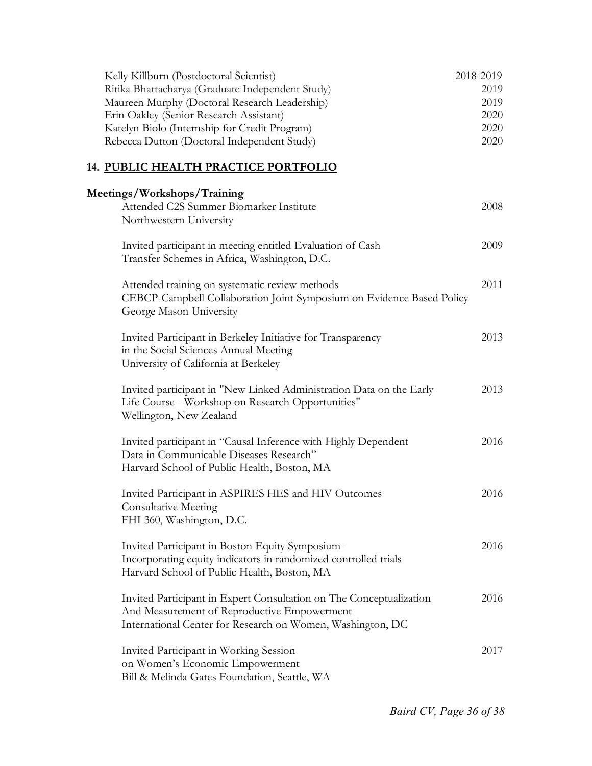Kelly Killburn (Postdoctoral Scientist) 2018-2019
Ritika Bhattacharya (Graduate Independent Study) 2019
Maureen Murphy (Doctoral Research Leadership) 2019
Erin Oakley (Senior Research Assistant) 2020
Katelyn Biolo (Internship for Credit Program) 2020
Rebecca Dutton (Doctoral Independent Study) 2020

## 14. PUBLIC HEALTH PRACTICE PORTFOLIO

### Meetings/Workshops/Training

Attended C2S Summer Biomarker Institute — 2008
Northwestern University

Invited participant in meeting entitled Evaluation of Cash Transfer Schemes in Africa, Washington, D.C. — 2009

Attended training on systematic review methods — 2011
CEBCP-Campbell Collaboration Joint Symposium on Evidence Based Policy
George Mason University

Invited Participant in Berkeley Initiative for Transparency in the Social Sciences Annual Meeting — 2013
University of California at Berkeley

Invited participant in "New Linked Administration Data on the Early Life Course - Workshop on Research Opportunities" — 2013
Wellington, New Zealand

Invited participant in "Causal Inference with Highly Dependent Data in Communicable Diseases Research" — 2016
Harvard School of Public Health, Boston, MA

Invited Participant in ASPIRES HES and HIV Outcomes Consultative Meeting — 2016
FHI 360, Washington, D.C.

Invited Participant in Boston Equity Symposium- Incorporating equity indicators in randomized controlled trials — 2016
Harvard School of Public Health, Boston, MA

Invited Participant in Expert Consultation on The Conceptualization And Measurement of Reproductive Empowerment — 2016
International Center for Research on Women, Washington, DC

Invited Participant in Working Session on Women's Economic Empowerment — 2017
Bill & Melinda Gates Foundation, Seattle, WA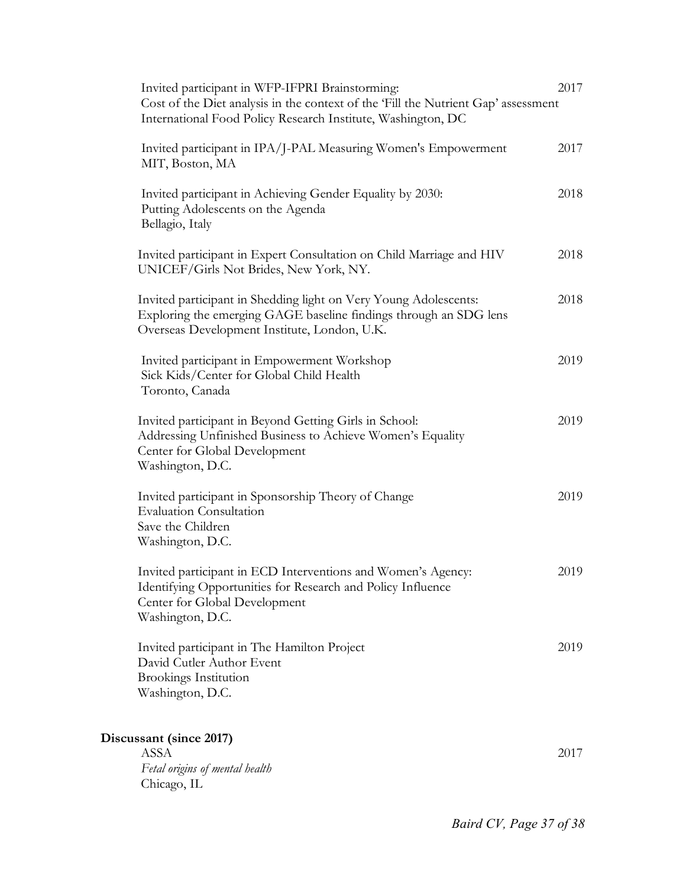Invited participant in WFP-IFPRI Brainstorming: 2017
Cost of the Diet analysis in the context of the 'Fill the Nutrient Gap' assessment
International Food Policy Research Institute, Washington, DC

Invited participant in IPA/J-PAL Measuring Women's Empowerment 2017
MIT, Boston, MA

Invited participant in Achieving Gender Equality by 2030: 2018
Putting Adolescents on the Agenda
Bellagio, Italy

Invited participant in Expert Consultation on Child Marriage and HIV 2018
UNICEF/Girls Not Brides, New York, NY.

Invited participant in Shedding light on Very Young Adolescents: 2018
Exploring the emerging GAGE baseline findings through an SDG lens
Overseas Development Institute, London, U.K.

Invited participant in Empowerment Workshop 2019
Sick Kids/Center for Global Child Health
Toronto, Canada

Invited participant in Beyond Getting Girls in School: 2019
Addressing Unfinished Business to Achieve Women's Equality
Center for Global Development
Washington, D.C.

Invited participant in Sponsorship Theory of Change 2019
Evaluation Consultation
Save the Children
Washington, D.C.

Invited participant in ECD Interventions and Women's Agency: 2019
Identifying Opportunities for Research and Policy Influence
Center for Global Development
Washington, D.C.

Invited participant in The Hamilton Project 2019
David Cutler Author Event
Brookings Institution
Washington, D.C.

**Discussant (since 2017)**

ASSA 2017
*Fetal origins of mental health*
Chicago, IL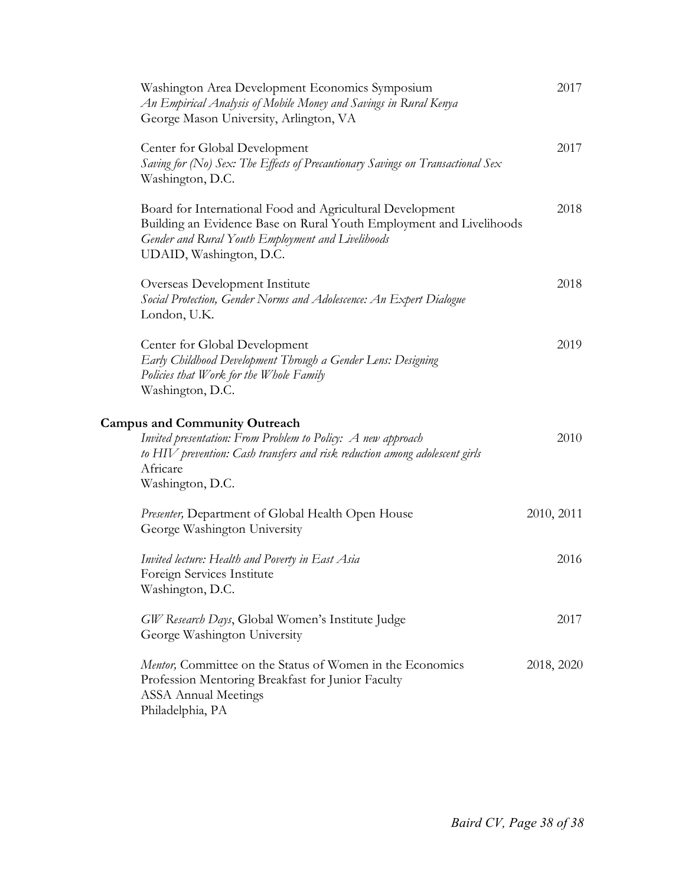Washington Area Development Economics Symposium — 2017
*An Empirical Analysis of Mobile Money and Savings in Rural Kenya*
George Mason University, Arlington, VA

Center for Global Development — 2017
*Saving for (No) Sex: The Effects of Precautionary Savings on Transactional Sex*
Washington, D.C.

Board for International Food and Agricultural Development — 2018
Building an Evidence Base on Rural Youth Employment and Livelihoods
*Gender and Rural Youth Employment and Livelihoods*
UDAID, Washington, D.C.

Overseas Development Institute — 2018
*Social Protection, Gender Norms and Adolescence: An Expert Dialogue*
London, U.K.

Center for Global Development — 2019
*Early Childhood Development Through a Gender Lens: Designing Policies that Work for the Whole Family*
Washington, D.C.

**Campus and Community Outreach**

*Invited presentation: From Problem to Policy: A new approach to HIV prevention: Cash transfers and risk reduction among adolescent girls* — 2010
Africare
Washington, D.C.

*Presenter,* Department of Global Health Open House — 2010, 2011
George Washington University

*Invited lecture: Health and Poverty in East Asia* — 2016
Foreign Services Institute
Washington, D.C.

*GW Research Days*, Global Women's Institute Judge — 2017
George Washington University

*Mentor,* Committee on the Status of Women in the Economics Profession Mentoring Breakfast for Junior Faculty — 2018, 2020
ASSA Annual Meetings
Philadelphia, PA